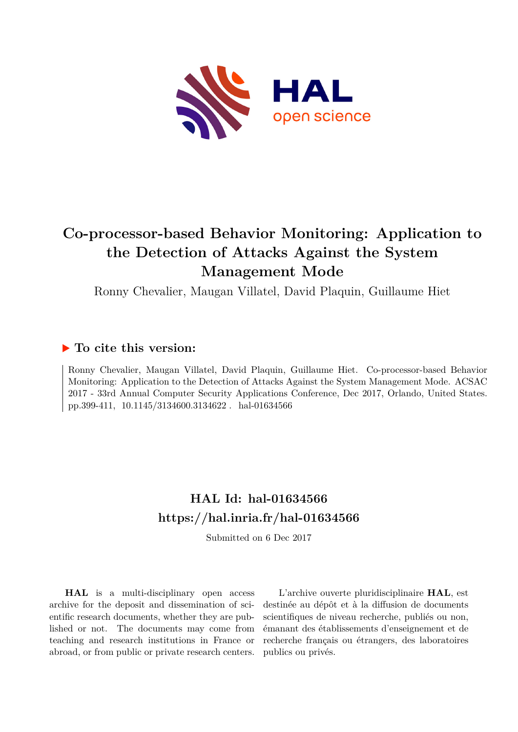# Co-processor-based Behavior Monitoring: Application to the Detection of Attacks Against the System Management Mode

Ronny Chevalier, Maugan Villatel, David Plaquin, Guillaume Hiet

## ▶ To cite this version:

Ronny Chevalier, Maugan Villatel, David Plaquin, Guillaume Hiet. Co-processor-based Behavior Monitoring: Application to the Detection of Attacks Against the System Management Mode. ACSAC 2017 - 33rd Annual Computer Security Applications Conference, Dec 2017, Orlando, United States. pp.399-411, 10.1145/3134600.3134622 . hal-01634566

## HAL Id: hal-01634566
## https://hal.inria.fr/hal-01634566

Submitted on 6 Dec 2017

**HAL** is a multi-disciplinary open access archive for the deposit and dissemination of scientific research documents, whether they are published or not. The documents may come from teaching and research institutions in France or abroad, or from public or private research centers.

L'archive ouverte pluridisciplinaire **HAL**, est destinée au dépôt et à la diffusion de documents scientifiques de niveau recherche, publiés ou non, émanant des établissements d'enseignement et de recherche français ou étrangers, des laboratoires publics ou privés.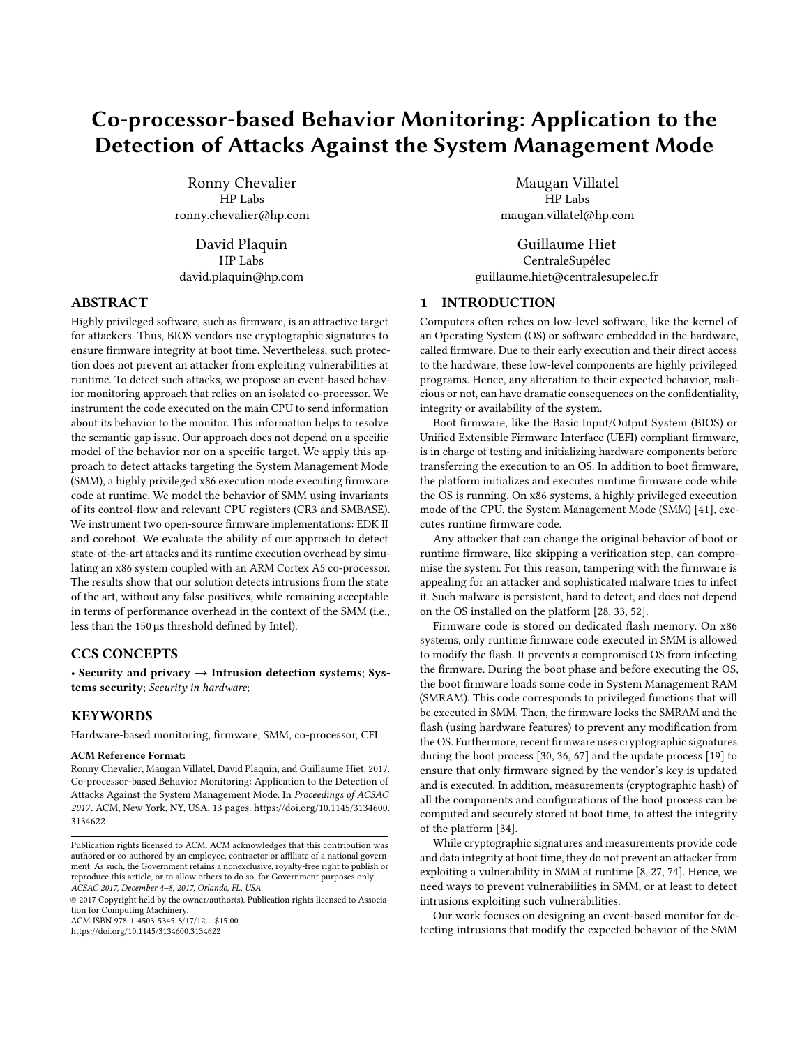# Co-processor-based Behavior Monitoring: Application to the Detection of Attacks Against the System Management Mode

Ronny Chevalier
HP Labs
ronny.chevalier@hp.com

Maugan Villatel
HP Labs
maugan.villatel@hp.com

David Plaquin
HP Labs
david.plaquin@hp.com

Guillaume Hiet
CentraleSupélec
guillaume.hiet@centralesupelec.fr

## ABSTRACT

Highly privileged software, such as firmware, is an attractive target for attackers. Thus, BIOS vendors use cryptographic signatures to ensure firmware integrity at boot time. Nevertheless, such protection does not prevent an attacker from exploiting vulnerabilities at runtime. To detect such attacks, we propose an event-based behavior monitoring approach that relies on an isolated co-processor. We instrument the code executed on the main CPU to send information about its behavior to the monitor. This information helps to resolve the semantic gap issue. Our approach does not depend on a specific model of the behavior nor on a specific target. We apply this approach to detect attacks targeting the System Management Mode (SMM), a highly privileged x86 execution mode executing firmware code at runtime. We model the behavior of SMM using invariants of its control-flow and relevant CPU registers (CR3 and SMBASE). We instrument two open-source firmware implementations: EDK II and coreboot. We evaluate the ability of our approach to detect state-of-the-art attacks and its runtime execution overhead by simulating an x86 system coupled with an ARM Cortex A5 co-processor. The results show that our solution detects intrusions from the state of the art, without any false positives, while remaining acceptable in terms of performance overhead in the context of the SMM (i.e., less than the 150 µs threshold defined by Intel).

## CCS CONCEPTS

• **Security and privacy → Intrusion detection systems**; **Systems security**; *Security in hardware*;

## KEYWORDS

Hardware-based monitoring, firmware, SMM, co-processor, CFI

**ACM Reference Format:**
Ronny Chevalier, Maugan Villatel, David Plaquin, and Guillaume Hiet. 2017. Co-processor-based Behavior Monitoring: Application to the Detection of Attacks Against the System Management Mode. In *Proceedings of ACSAC 2017*. ACM, New York, NY, USA, 13 pages. https://doi.org/10.1145/3134600.3134622

Publication rights licensed to ACM. ACM acknowledges that this contribution was authored or co-authored by an employee, contractor or affiliate of a national government. As such, the Government retains a nonexclusive, royalty-free right to publish or reproduce this article, or to allow others to do so, for Government purposes only.
*ACSAC 2017, December 4–8, 2017, Orlando, FL, USA*
© 2017 Copyright held by the owner/author(s). Publication rights licensed to Association for Computing Machinery.
ACM ISBN 978-1-4503-5345-8/17/12…$15.00
https://doi.org/10.1145/3134600.3134622

## 1 INTRODUCTION

Computers often relies on low-level software, like the kernel of an Operating System (OS) or software embedded in the hardware, called firmware. Due to their early execution and their direct access to the hardware, these low-level components are highly privileged programs. Hence, any alteration to their expected behavior, malicious or not, can have dramatic consequences on the confidentiality, integrity or availability of the system.

Boot firmware, like the Basic Input/Output System (BIOS) or Unified Extensible Firmware Interface (UEFI) compliant firmware, is in charge of testing and initializing hardware components before transferring the execution to an OS. In addition to boot firmware, the platform initializes and executes runtime firmware code while the OS is running. On x86 systems, a highly privileged execution mode of the CPU, the System Management Mode (SMM) [41], executes runtime firmware code.

Any attacker that can change the original behavior of boot or runtime firmware, like skipping a verification step, can compromise the system. For this reason, tampering with the firmware is appealing for an attacker and sophisticated malware tries to infect it. Such malware is persistent, hard to detect, and does not depend on the OS installed on the platform [28, 33, 52].

Firmware code is stored on dedicated flash memory. On x86 systems, only runtime firmware code executed in SMM is allowed to modify the flash. It prevents a compromised OS from infecting the firmware. During the boot phase and before executing the OS, the boot firmware loads some code in System Management RAM (SMRAM). This code corresponds to privileged functions that will be executed in SMM. Then, the firmware locks the SMRAM and the flash (using hardware features) to prevent any modification from the OS. Furthermore, recent firmware uses cryptographic signatures during the boot process [30, 36, 67] and the update process [19] to ensure that only firmware signed by the vendor's key is updated and is executed. In addition, measurements (cryptographic hash) of all the components and configurations of the boot process can be computed and securely stored at boot time, to attest the integrity of the platform [34].

While cryptographic signatures and measurements provide code and data integrity at boot time, they do not prevent an attacker from exploiting a vulnerability in SMM at runtime [8, 27, 74]. Hence, we need ways to prevent vulnerabilities in SMM, or at least to detect intrusions exploiting such vulnerabilities.

Our work focuses on designing an event-based monitor for detecting intrusions that modify the expected behavior of the SMM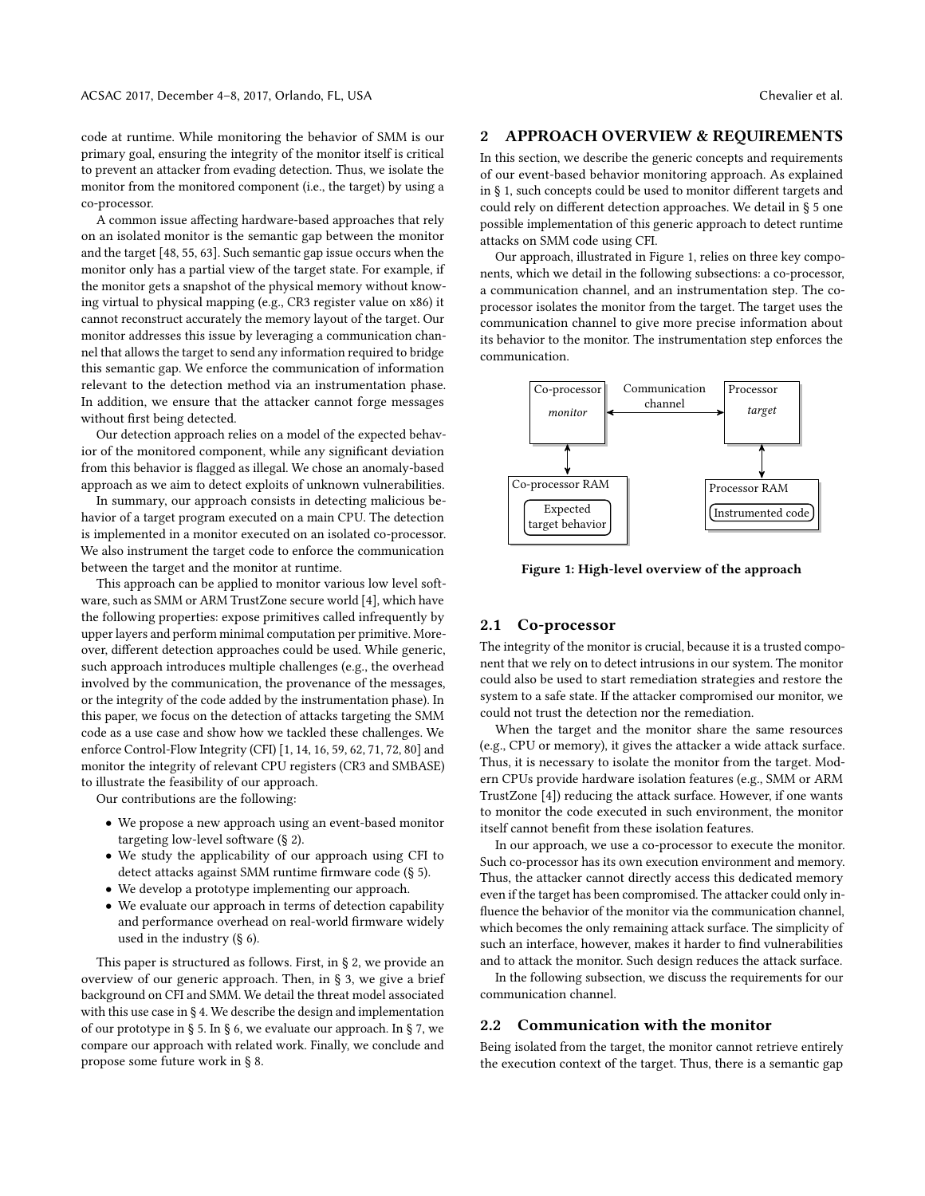code at runtime. While monitoring the behavior of SMM is our primary goal, ensuring the integrity of the monitor itself is critical to prevent an attacker from evading detection. Thus, we isolate the monitor from the monitored component (i.e., the target) by using a co-processor.

A common issue affecting hardware-based approaches that rely on an isolated monitor is the semantic gap between the monitor and the target [48, 55, 63]. Such semantic gap issue occurs when the monitor only has a partial view of the target state. For example, if the monitor gets a snapshot of the physical memory without knowing virtual to physical mapping (e.g., CR3 register value on x86) it cannot reconstruct accurately the memory layout of the target. Our monitor addresses this issue by leveraging a communication channel that allows the target to send any information required to bridge this semantic gap. We enforce the communication of information relevant to the detection method via an instrumentation phase. In addition, we ensure that the attacker cannot forge messages without first being detected.

Our detection approach relies on a model of the expected behavior of the monitored component, while any significant deviation from this behavior is flagged as illegal. We chose an anomaly-based approach as we aim to detect exploits of unknown vulnerabilities.

In summary, our approach consists in detecting malicious behavior of a target program executed on a main CPU. The detection is implemented in a monitor executed on an isolated co-processor. We also instrument the target code to enforce the communication between the target and the monitor at runtime.

This approach can be applied to monitor various low level software, such as SMM or ARM TrustZone secure world [4], which have the following properties: expose primitives called infrequently by upper layers and perform minimal computation per primitive. Moreover, different detection approaches could be used. While generic, such approach introduces multiple challenges (e.g., the overhead involved by the communication, the provenance of the messages, or the integrity of the code added by the instrumentation phase). In this paper, we focus on the detection of attacks targeting the SMM code as a use case and show how we tackled these challenges. We enforce Control-Flow Integrity (CFI) [1, 14, 16, 59, 62, 71, 72, 80] and monitor the integrity of relevant CPU registers (CR3 and SMBASE) to illustrate the feasibility of our approach.

Our contributions are the following:

- We propose a new approach using an event-based monitor targeting low-level software (§ 2).
- We study the applicability of our approach using CFI to detect attacks against SMM runtime firmware code (§ 5).
- We develop a prototype implementing our approach.
- We evaluate our approach in terms of detection capability and performance overhead on real-world firmware widely used in the industry (§ 6).

This paper is structured as follows. First, in § 2, we provide an overview of our generic approach. Then, in § 3, we give a brief background on CFI and SMM. We detail the threat model associated with this use case in § 4. We describe the design and implementation of our prototype in § 5. In § 6, we evaluate our approach. In § 7, we compare our approach with related work. Finally, we conclude and propose some future work in § 8.

## 2 APPROACH OVERVIEW & REQUIREMENTS

In this section, we describe the generic concepts and requirements of our event-based behavior monitoring approach. As explained in § 1, such concepts could be used to monitor different targets and could rely on different detection approaches. We detail in § 5 one possible implementation of this generic approach to detect runtime attacks on SMM code using CFI.

Our approach, illustrated in Figure 1, relies on three key components, which we detail in the following subsections: a co-processor, a communication channel, and an instrumentation step. The co-processor isolates the monitor from the target. The target uses the communication channel to give more precise information about its behavior to the monitor. The instrumentation step enforces the communication.

Co-processor *monitor* ⟷ Communication channel ⟷ Processor *target*

Co-processor RAM: Expected target behavior — Processor RAM: Instrumented code

**Figure 1: High-level overview of the approach**

### 2.1 Co-processor

The integrity of the monitor is crucial, because it is a trusted component that we rely on to detect intrusions in our system. The monitor could also be used to start remediation strategies and restore the system to a safe state. If the attacker compromised our monitor, we could not trust the detection nor the remediation.

When the target and the monitor share the same resources (e.g., CPU or memory), it gives the attacker a wide attack surface. Thus, it is necessary to isolate the monitor from the target. Modern CPUs provide hardware isolation features (e.g., SMM or ARM TrustZone [4]) reducing the attack surface. However, if one wants to monitor the code executed in such environment, the monitor itself cannot benefit from these isolation features.

In our approach, we use a co-processor to execute the monitor. Such co-processor has its own execution environment and memory. Thus, the attacker cannot directly access this dedicated memory even if the target has been compromised. The attacker could only influence the behavior of the monitor via the communication channel, which becomes the only remaining attack surface. The simplicity of such an interface, however, makes it harder to find vulnerabilities and to attack the monitor. Such design reduces the attack surface.

In the following subsection, we discuss the requirements for our communication channel.

### 2.2 Communication with the monitor

Being isolated from the target, the monitor cannot retrieve entirely the execution context of the target. Thus, there is a semantic gap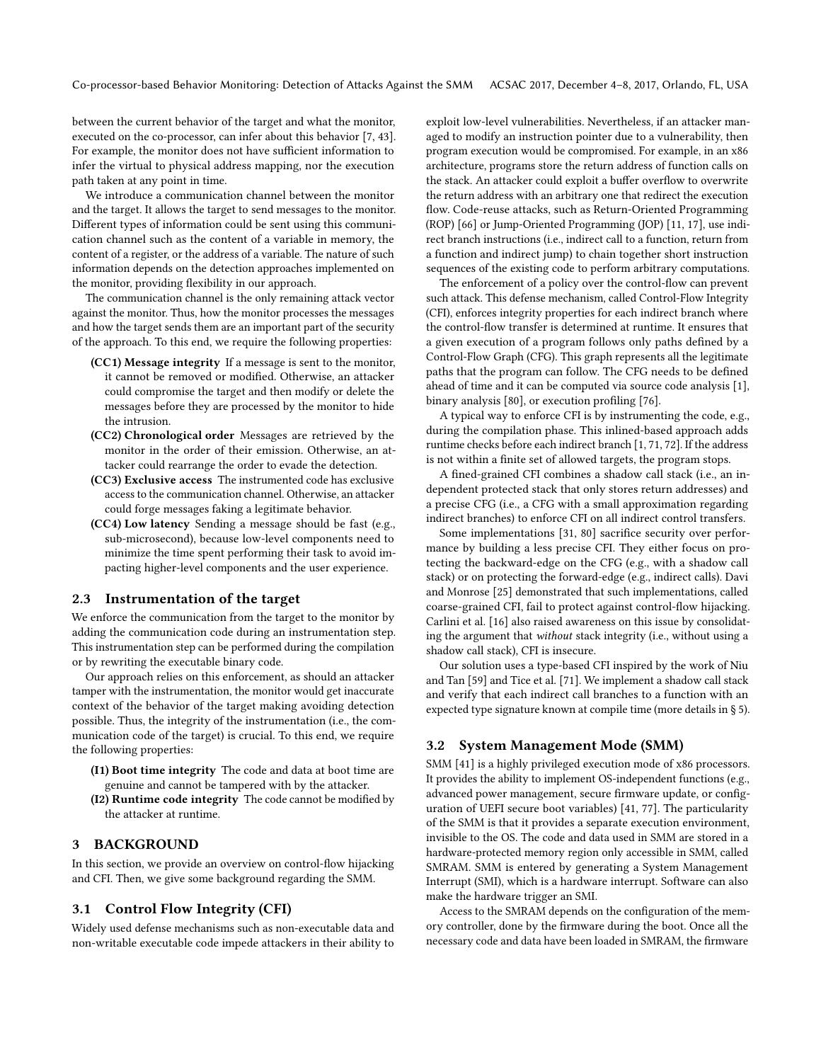between the current behavior of the target and what the monitor, executed on the co-processor, can infer about this behavior [7, 43]. For example, the monitor does not have sufficient information to infer the virtual to physical address mapping, nor the execution path taken at any point in time.

We introduce a communication channel between the monitor and the target. It allows the target to send messages to the monitor. Different types of information could be sent using this communication channel such as the content of a variable in memory, the content of a register, or the address of a variable. The nature of such information depends on the detection approaches implemented on the monitor, providing flexibility in our approach.

The communication channel is the only remaining attack vector against the monitor. Thus, how the monitor processes the messages and how the target sends them are an important part of the security of the approach. To this end, we require the following properties:

- **(CC1) Message integrity** If a message is sent to the monitor, it cannot be removed or modified. Otherwise, an attacker could compromise the target and then modify or delete the messages before they are processed by the monitor to hide the intrusion.
- **(CC2) Chronological order** Messages are retrieved by the monitor in the order of their emission. Otherwise, an attacker could rearrange the order to evade the detection.
- **(CC3) Exclusive access** The instrumented code has exclusive access to the communication channel. Otherwise, an attacker could forge messages faking a legitimate behavior.
- **(CC4) Low latency** Sending a message should be fast (e.g., sub-microsecond), because low-level components need to minimize the time spent performing their task to avoid impacting higher-level components and the user experience.

### 2.3 Instrumentation of the target

We enforce the communication from the target to the monitor by adding the communication code during an instrumentation step. This instrumentation step can be performed during the compilation or by rewriting the executable binary code.

Our approach relies on this enforcement, as should an attacker tamper with the instrumentation, the monitor would get inaccurate context of the behavior of the target making avoiding detection possible. Thus, the integrity of the instrumentation (i.e., the communication code of the target) is crucial. To this end, we require the following properties:

- **(I1) Boot time integrity** The code and data at boot time are genuine and cannot be tampered with by the attacker.
- **(I2) Runtime code integrity** The code cannot be modified by the attacker at runtime.

## 3 BACKGROUND

In this section, we provide an overview on control-flow hijacking and CFI. Then, we give some background regarding the SMM.

### 3.1 Control Flow Integrity (CFI)

Widely used defense mechanisms such as non-executable data and non-writable executable code impede attackers in their ability to exploit low-level vulnerabilities. Nevertheless, if an attacker managed to modify an instruction pointer due to a vulnerability, then program execution would be compromised. For example, in an x86 architecture, programs store the return address of function calls on the stack. An attacker could exploit a buffer overflow to overwrite the return address with an arbitrary one that redirect the execution flow. Code-reuse attacks, such as Return-Oriented Programming (ROP) [66] or Jump-Oriented Programming (JOP) [11, 17], use indirect branch instructions (i.e., indirect call to a function, return from a function and indirect jump) to chain together short instruction sequences of the existing code to perform arbitrary computations.

The enforcement of a policy over the control-flow can prevent such attack. This defense mechanism, called Control-Flow Integrity (CFI), enforces integrity properties for each indirect branch where the control-flow transfer is determined at runtime. It ensures that a given execution of a program follows only paths defined by a Control-Flow Graph (CFG). This graph represents all the legitimate paths that the program can follow. The CFG needs to be defined ahead of time and it can be computed via source code analysis [1], binary analysis [80], or execution profiling [76].

A typical way to enforce CFI is by instrumenting the code, e.g., during the compilation phase. This inlined-based approach adds runtime checks before each indirect branch [1, 71, 72]. If the address is not within a finite set of allowed targets, the program stops.

A fined-grained CFI combines a shadow call stack (i.e., an independent protected stack that only stores return addresses) and a precise CFG (i.e., a CFG with a small approximation regarding indirect branches) to enforce CFI on all indirect control transfers.

Some implementations [31, 80] sacrifice security over performance by building a less precise CFI. They either focus on protecting the backward-edge on the CFG (e.g., with a shadow call stack) or on protecting the forward-edge (e.g., indirect calls). Davi and Monrose [25] demonstrated that such implementations, called coarse-grained CFI, fail to protect against control-flow hijacking. Carlini et al. [16] also raised awareness on this issue by consolidating the argument that *without* stack integrity (i.e., without using a shadow call stack), CFI is insecure.

Our solution uses a type-based CFI inspired by the work of Niu and Tan [59] and Tice et al. [71]. We implement a shadow call stack and verify that each indirect call branches to a function with an expected type signature known at compile time (more details in § 5).

### 3.2 System Management Mode (SMM)

SMM [41] is a highly privileged execution mode of x86 processors. It provides the ability to implement OS-independent functions (e.g., advanced power management, secure firmware update, or configuration of UEFI secure boot variables) [41, 77]. The particularity of the SMM is that it provides a separate execution environment, invisible to the OS. The code and data used in SMM are stored in a hardware-protected memory region only accessible in SMM, called SMRAM. SMM is entered by generating a System Management Interrupt (SMI), which is a hardware interrupt. Software can also make the hardware trigger an SMI.

Access to the SMRAM depends on the configuration of the memory controller, done by the firmware during the boot. Once all the necessary code and data have been loaded in SMRAM, the firmware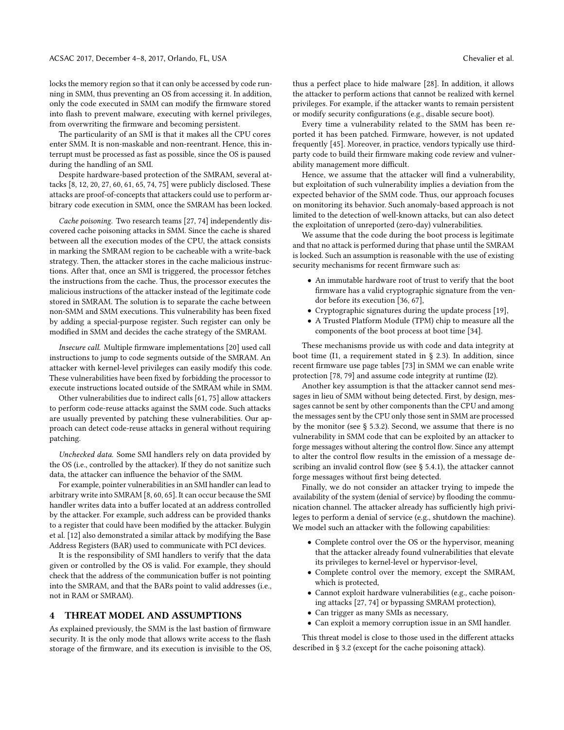locks the memory region so that it can only be accessed by code running in SMM, thus preventing an OS from accessing it. In addition, only the code executed in SMM can modify the firmware stored into flash to prevent malware, executing with kernel privileges, from overwriting the firmware and becoming persistent.

The particularity of an SMI is that it makes all the CPU cores enter SMM. It is non-maskable and non-reentrant. Hence, this interrupt must be processed as fast as possible, since the OS is paused during the handling of an SMI.

Despite hardware-based protection of the SMRAM, several attacks [8, 12, 20, 27, 60, 61, 65, 74, 75] were publicly disclosed. These attacks are proof-of-concepts that attackers could use to perform arbitrary code execution in SMM, once the SMRAM has been locked.

*Cache poisoning.* Two research teams [27, 74] independently discovered cache poisoning attacks in SMM. Since the cache is shared between all the execution modes of the CPU, the attack consists in marking the SMRAM region to be cacheable with a write-back strategy. Then, the attacker stores in the cache malicious instructions. After that, once an SMI is triggered, the processor fetches the instructions from the cache. Thus, the processor executes the malicious instructions of the attacker instead of the legitimate code stored in SMRAM. The solution is to separate the cache between non-SMM and SMM executions. This vulnerability has been fixed by adding a special-purpose register. Such register can only be modified in SMM and decides the cache strategy of the SMRAM.

*Insecure call.* Multiple firmware implementations [20] used call instructions to jump to code segments outside of the SMRAM. An attacker with kernel-level privileges can easily modify this code. These vulnerabilities have been fixed by forbidding the processor to execute instructions located outside of the SMRAM while in SMM.

Other vulnerabilities due to indirect calls [61, 75] allow attackers to perform code-reuse attacks against the SMM code. Such attacks are usually prevented by patching these vulnerabilities. Our approach can detect code-reuse attacks in general without requiring patching.

*Unchecked data.* Some SMI handlers rely on data provided by the OS (i.e., controlled by the attacker). If they do not sanitize such data, the attacker can influence the behavior of the SMM.

For example, pointer vulnerabilities in an SMI handler can lead to arbitrary write into SMRAM [8, 60, 65]. It can occur because the SMI handler writes data into a buffer located at an address controlled by the attacker. For example, such address can be provided thanks to a register that could have been modified by the attacker. Bulygin et al. [12] also demonstrated a similar attack by modifying the Base Address Registers (BAR) used to communicate with PCI devices.

It is the responsibility of SMI handlers to verify that the data given or controlled by the OS is valid. For example, they should check that the address of the communication buffer is not pointing into the SMRAM, and that the BARs point to valid addresses (i.e., not in RAM or SMRAM).

## 4 THREAT MODEL AND ASSUMPTIONS

As explained previously, the SMM is the last bastion of firmware security. It is the only mode that allows write access to the flash storage of the firmware, and its execution is invisible to the OS, thus a perfect place to hide malware [28]. In addition, it allows the attacker to perform actions that cannot be realized with kernel privileges. For example, if the attacker wants to remain persistent or modify security configurations (e.g., disable secure boot).

Every time a vulnerability related to the SMM has been reported it has been patched. Firmware, however, is not updated frequently [45]. Moreover, in practice, vendors typically use third-party code to build their firmware making code review and vulnerability management more difficult.

Hence, we assume that the attacker will find a vulnerability, but exploitation of such vulnerability implies a deviation from the expected behavior of the SMM code. Thus, our approach focuses on monitoring its behavior. Such anomaly-based approach is not limited to the detection of well-known attacks, but can also detect the exploitation of unreported (zero-day) vulnerabilities.

We assume that the code during the boot process is legitimate and that no attack is performed during that phase until the SMRAM is locked. Such an assumption is reasonable with the use of existing security mechanisms for recent firmware such as:

- An immutable hardware root of trust to verify that the boot firmware has a valid cryptographic signature from the vendor before its execution [36, 67],
- Cryptographic signatures during the update process [19],
- A Trusted Platform Module (TPM) chip to measure all the components of the boot process at boot time [34].

These mechanisms provide us with code and data integrity at boot time (I1, a requirement stated in § 2.3). In addition, since recent firmware use page tables [73] in SMM we can enable write protection [78, 79] and assume code integrity at runtime (I2).

Another key assumption is that the attacker cannot send messages in lieu of SMM without being detected. First, by design, messages cannot be sent by other components than the CPU and among the messages sent by the CPU only those sent in SMM are processed by the monitor (see § 5.3.2). Second, we assume that there is no vulnerability in SMM code that can be exploited by an attacker to forge messages without altering the control flow. Since any attempt to alter the control flow results in the emission of a message describing an invalid control flow (see § 5.4.1), the attacker cannot forge messages without first being detected.

Finally, we do not consider an attacker trying to impede the availability of the system (denial of service) by flooding the communication channel. The attacker already has sufficiently high privileges to perform a denial of service (e.g., shutdown the machine). We model such an attacker with the following capabilities:

- Complete control over the OS or the hypervisor, meaning that the attacker already found vulnerabilities that elevate its privileges to kernel-level or hypervisor-level,
- Complete control over the memory, except the SMRAM, which is protected,
- Cannot exploit hardware vulnerabilities (e.g., cache poisoning attacks [27, 74] or bypassing SMRAM protection),
- Can trigger as many SMIs as necessary,
- Can exploit a memory corruption issue in an SMI handler.

This threat model is close to those used in the different attacks described in § 3.2 (except for the cache poisoning attack).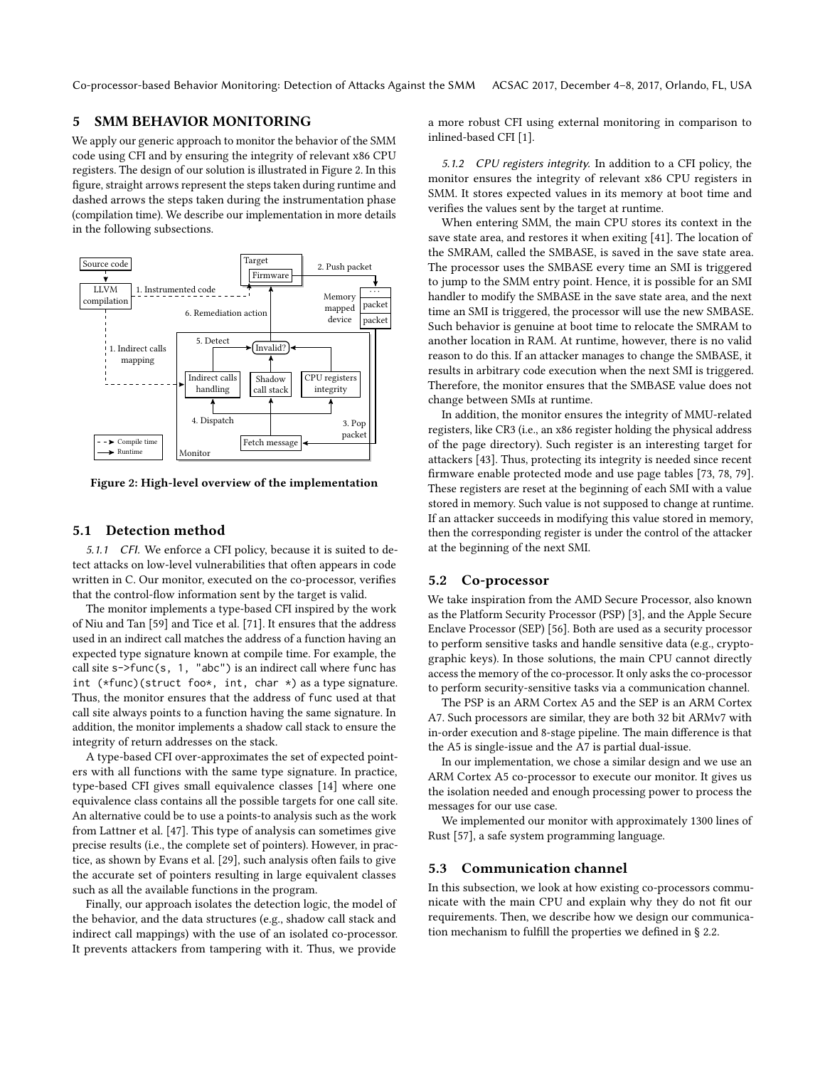## 5 SMM BEHAVIOR MONITORING

We apply our generic approach to monitor the behavior of the SMM code using CFI and by ensuring the integrity of relevant x86 CPU registers. The design of our solution is illustrated in Figure 2. In this figure, straight arrows represent the steps taken during runtime and dashed arrows the steps taken during the instrumentation phase (compilation time). We describe our implementation in more details in the following subsections.

**Figure 2: High-level overview of the implementation**

### 5.1 Detection method

*5.1.1 CFI.* We enforce a CFI policy, because it is suited to detect attacks on low-level vulnerabilities that often appears in code written in C. Our monitor, executed on the co-processor, verifies that the control-flow information sent by the target is valid.

The monitor implements a type-based CFI inspired by the work of Niu and Tan [59] and Tice et al. [71]. It ensures that the address used in an indirect call matches the address of a function having an expected type signature known at compile time. For example, the call site `s->func(s, 1, "abc")` is an indirect call where `func` has `int (*func)(struct foo*, int, char *)` as a type signature. Thus, the monitor ensures that the address of `func` used at that call site always points to a function having the same signature. In addition, the monitor implements a shadow call stack to ensure the integrity of return addresses on the stack.

A type-based CFI over-approximates the set of expected pointers with all functions with the same type signature. In practice, type-based CFI gives small equivalence classes [14] where one equivalence class contains all the possible targets for one call site. An alternative could be to use a points-to analysis such as the work from Lattner et al. [47]. This type of analysis can sometimes give precise results (i.e., the complete set of pointers). However, in practice, as shown by Evans et al. [29], such analysis often fails to give the accurate set of pointers resulting in large equivalent classes such as all the available functions in the program.

Finally, our approach isolates the detection logic, the model of the behavior, and the data structures (e.g., shadow call stack and indirect call mappings) with the use of an isolated co-processor. It prevents attackers from tampering with it. Thus, we provide a more robust CFI using external monitoring in comparison to inlined-based CFI [1].

*5.1.2 CPU registers integrity.* In addition to a CFI policy, the monitor ensures the integrity of relevant x86 CPU registers in SMM. It stores expected values in its memory at boot time and verifies the values sent by the target at runtime.

When entering SMM, the main CPU stores its context in the save state area, and restores it when exiting [41]. The location of the SMRAM, called the SMBASE, is saved in the save state area. The processor uses the SMBASE every time an SMI is triggered to jump to the SMM entry point. Hence, it is possible for an SMI handler to modify the SMBASE in the save state area, and the next time an SMI is triggered, the processor will use the new SMBASE. Such behavior is genuine at boot time to relocate the SMRAM to another location in RAM. At runtime, however, there is no valid reason to do this. If an attacker manages to change the SMBASE, it results in arbitrary code execution when the next SMI is triggered. Therefore, the monitor ensures that the SMBASE value does not change between SMIs at runtime.

In addition, the monitor ensures the integrity of MMU-related registers, like CR3 (i.e., an x86 register holding the physical address of the page directory). Such register is an interesting target for attackers [43]. Thus, protecting its integrity is needed since recent firmware enable protected mode and use page tables [73, 78, 79]. These registers are reset at the beginning of each SMI with a value stored in memory. Such value is not supposed to change at runtime. If an attacker succeeds in modifying this value stored in memory, then the corresponding register is under the control of the attacker at the beginning of the next SMI.

### 5.2 Co-processor

We take inspiration from the AMD Secure Processor, also known as the Platform Security Processor (PSP) [3], and the Apple Secure Enclave Processor (SEP) [56]. Both are used as a security processor to perform sensitive tasks and handle sensitive data (e.g., cryptographic keys). In those solutions, the main CPU cannot directly access the memory of the co-processor. It only asks the co-processor to perform security-sensitive tasks via a communication channel.

The PSP is an ARM Cortex A5 and the SEP is an ARM Cortex A7. Such processors are similar, they are both 32 bit ARMv7 with in-order execution and 8-stage pipeline. The main difference is that the A5 is single-issue and the A7 is partial dual-issue.

In our implementation, we chose a similar design and we use an ARM Cortex A5 co-processor to execute our monitor. It gives us the isolation needed and enough processing power to process the messages for our use case.

We implemented our monitor with approximately 1300 lines of Rust [57], a safe system programming language.

### 5.3 Communication channel

In this subsection, we look at how existing co-processors communicate with the main CPU and explain why they do not fit our requirements. Then, we describe how we design our communication mechanism to fulfill the properties we defined in § 2.2.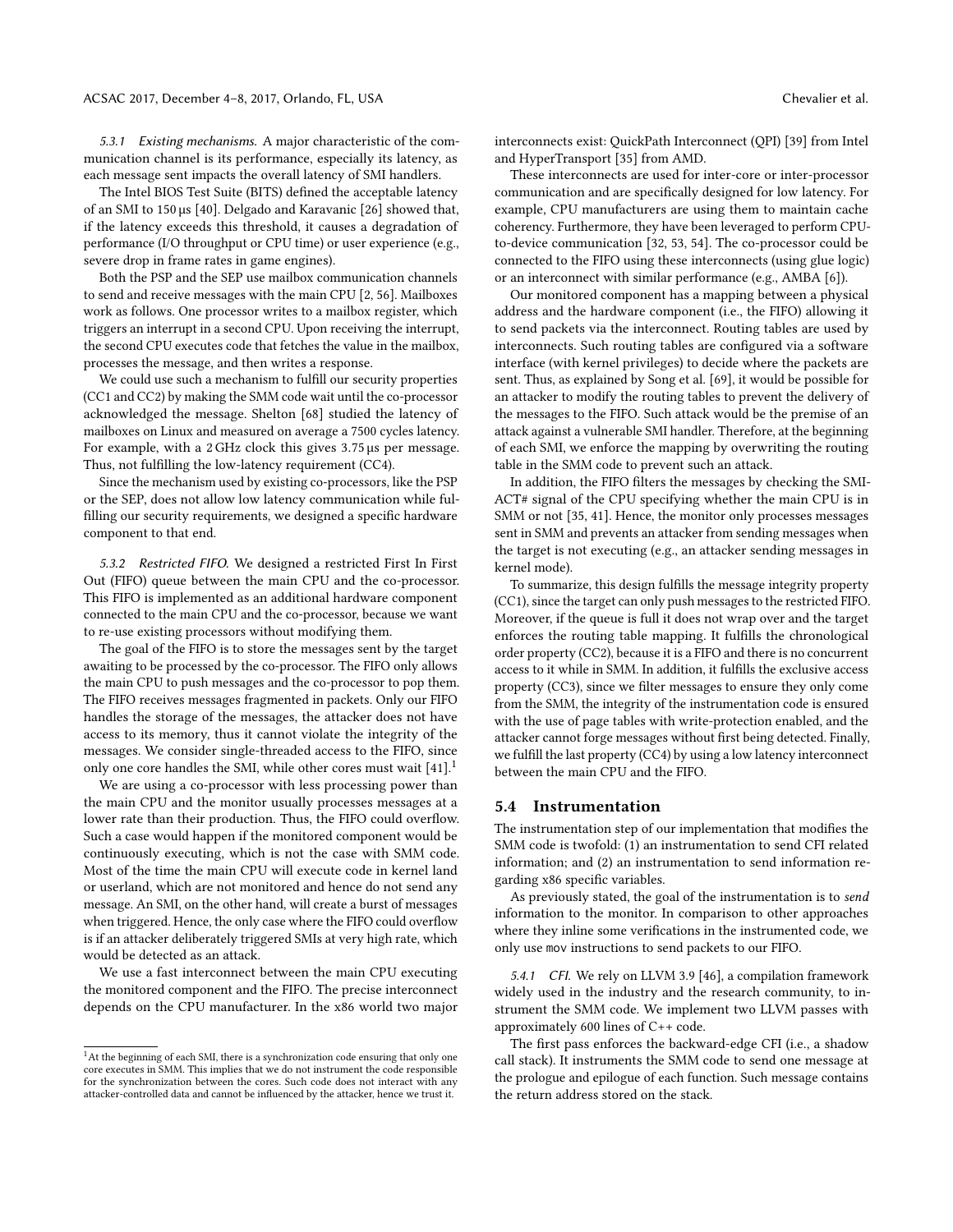#### 5.3.1 Existing mechanisms.

A major characteristic of the communication channel is its performance, especially its latency, as each message sent impacts the overall latency of SMI handlers.

The Intel BIOS Test Suite (BITS) defined the acceptable latency of an SMI to 150 µs [40]. Delgado and Karavanic [26] showed that, if the latency exceeds this threshold, it causes a degradation of performance (I/O throughput or CPU time) or user experience (e.g., severe drop in frame rates in game engines).

Both the PSP and the SEP use mailbox communication channels to send and receive messages with the main CPU [2, 56]. Mailboxes work as follows. One processor writes to a mailbox register, which triggers an interrupt in a second CPU. Upon receiving the interrupt, the second CPU executes code that fetches the value in the mailbox, processes the message, and then writes a response.

We could use such a mechanism to fulfill our security properties (CC1 and CC2) by making the SMM code wait until the co-processor acknowledged the message. Shelton [68] studied the latency of mailboxes on Linux and measured on average a 7500 cycles latency. For example, with a 2 GHz clock this gives 3.75 µs per message. Thus, not fulfilling the low-latency requirement (CC4).

Since the mechanism used by existing co-processors, like the PSP or the SEP, does not allow low latency communication while fulfilling our security requirements, we designed a specific hardware component to that end.

#### 5.3.2 Restricted FIFO.

We designed a restricted First In First Out (FIFO) queue between the main CPU and the co-processor. This FIFO is implemented as an additional hardware component connected to the main CPU and the co-processor, because we want to re-use existing processors without modifying them.

The goal of the FIFO is to store the messages sent by the target awaiting to be processed by the co-processor. The FIFO only allows the main CPU to push messages and the co-processor to pop them. The FIFO receives messages fragmented in packets. Only our FIFO handles the storage of the messages, the attacker does not have access to its memory, thus it cannot violate the integrity of the messages. We consider single-threaded access to the FIFO, since only one core handles the SMI, while other cores must wait [41].[1]

We are using a co-processor with less processing power than the main CPU and the monitor usually processes messages at a lower rate than their production. Thus, the FIFO could overflow. Such a case would happen if the monitored component would be continuously executing, which is not the case with SMM code. Most of the time the main CPU will execute code in kernel land or userland, which are not monitored and hence do not send any message. An SMI, on the other hand, will create a burst of messages when triggered. Hence, the only case where the FIFO could overflow is if an attacker deliberately triggered SMIs at very high rate, which would be detected as an attack.

We use a fast interconnect between the main CPU executing the monitored component and the FIFO. The precise interconnect depends on the CPU manufacturer. In the x86 world two major interconnects exist: QuickPath Interconnect (QPI) [39] from Intel and HyperTransport [35] from AMD.

These interconnects are used for inter-core or inter-processor communication and are specifically designed for low latency. For example, CPU manufacturers are using them to maintain cache coherency. Furthermore, they have been leveraged to perform CPU-to-device communication [32, 53, 54]. The co-processor could be connected to the FIFO using these interconnects (using glue logic) or an interconnect with similar performance (e.g., AMBA [6]).

Our monitored component has a mapping between a physical address and the hardware component (i.e., the FIFO) allowing it to send packets via the interconnect. Routing tables are used by interconnects. Such routing tables are configured via a software interface (with kernel privileges) to decide where the packets are sent. Thus, as explained by Song et al. [69], it would be possible for an attacker to modify the routing tables to prevent the delivery of the messages to the FIFO. Such attack would be the premise of an attack against a vulnerable SMI handler. Therefore, at the beginning of each SMI, we enforce the mapping by overwriting the routing table in the SMM code to prevent such an attack.

In addition, the FIFO filters the messages by checking the SMIACT# signal of the CPU specifying whether the main CPU is in SMM or not [35, 41]. Hence, the monitor only processes messages sent in SMM and prevents an attacker from sending messages when the target is not executing (e.g., an attacker sending messages in kernel mode).

To summarize, this design fulfills the message integrity property (CC1), since the target can only push messages to the restricted FIFO. Moreover, if the queue is full it does not wrap over and the target enforces the routing table mapping. It fulfills the chronological order property (CC2), because it is a FIFO and there is no concurrent access to it while in SMM. In addition, it fulfills the exclusive access property (CC3), since we filter messages to ensure they only come from the SMM, the integrity of the instrumentation code is ensured with the use of page tables with write-protection enabled, and the attacker cannot forge messages without first being detected. Finally, we fulfill the last property (CC4) by using a low latency interconnect between the main CPU and the FIFO.

### 5.4 Instrumentation

The instrumentation step of our implementation that modifies the SMM code is twofold: (1) an instrumentation to send CFI related information; and (2) an instrumentation to send information regarding x86 specific variables.

As previously stated, the goal of the instrumentation is to *send* information to the monitor. In comparison to other approaches where they inline some verifications in the instrumented code, we only use `mov` instructions to send packets to our FIFO.

#### 5.4.1 CFI.

We rely on LLVM 3.9 [46], a compilation framework widely used in the industry and the research community, to instrument the SMM code. We implement two LLVM passes with approximately 600 lines of C++ code.

The first pass enforces the backward-edge CFI (i.e., a shadow call stack). It instruments the SMM code to send one message at the prologue and epilogue of each function. Such message contains the return address stored on the stack.

[1] At the beginning of each SMI, there is a synchronization code ensuring that only one core executes in SMM. This implies that we do not instrument the code responsible for the synchronization between the cores. Such code does not interact with any attacker-controlled data and cannot be influenced by the attacker, hence we trust it.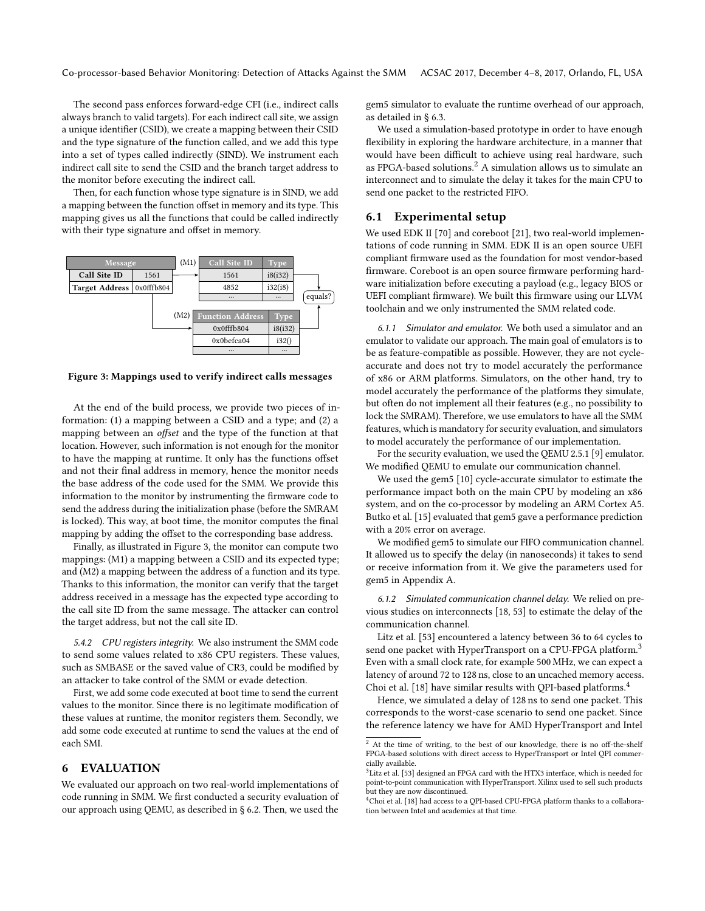The second pass enforces forward-edge CFI (i.e., indirect calls always branch to valid targets). For each indirect call site, we assign a unique identifier (CSID), we create a mapping between their CSID and the type signature of the function called, and we add this type into a set of types called indirectly (SIND). We instrument each indirect call site to send the CSID and the branch target address to the monitor before executing the indirect call.

Then, for each function whose type signature is in SIND, we add a mapping between the function offset in memory and its type. This mapping gives us all the functions that could be called indirectly with their type signature and offset in memory.

| Message | |
|---|---|
| Call Site ID | 1561 |
| Target Address | 0x0fffb804 |

(M1)

| Call Site ID | Type |
|---|---|
| 1561 | i8(i32) |
| 4852 | i32(i8) |
| ... | ... |

(M2)

| Function Address | Type |
|---|---|
| 0x0fffb804 | i8(i32) |
| 0x0befca04 | i32() |
| ... | ... |

equals?

Figure 3: Mappings used to verify indirect calls messages

At the end of the build process, we provide two pieces of information: (1) a mapping between a CSID and a type; and (2) a mapping between an *offset* and the type of the function at that location. However, such information is not enough for the monitor to have the mapping at runtime. It only has the functions offset and not their final address in memory, hence the monitor needs the base address of the code used for the SMM. We provide this information to the monitor by instrumenting the firmware code to send the address during the initialization phase (before the SMRAM is locked). This way, at boot time, the monitor computes the final mapping by adding the offset to the corresponding base address.

Finally, as illustrated in Figure 3, the monitor can compute two mappings: (M1) a mapping between a CSID and its expected type; and (M2) a mapping between the address of a function and its type. Thanks to this information, the monitor can verify that the target address received in a message has the expected type according to the call site ID from the same message. The attacker can control the target address, but not the call site ID.

*5.4.2 CPU registers integrity.* We also instrument the SMM code to send some values related to x86 CPU registers. These values, such as SMBASE or the saved value of CR3, could be modified by an attacker to take control of the SMM or evade detection.

First, we add some code executed at boot time to send the current values to the monitor. Since there is no legitimate modification of these values at runtime, the monitor registers them. Secondly, we add some code executed at runtime to send the values at the end of each SMI.

# 6 EVALUATION

We evaluated our approach on two real-world implementations of code running in SMM. We first conducted a security evaluation of our approach using QEMU, as described in § 6.2. Then, we used the gem5 simulator to evaluate the runtime overhead of our approach, as detailed in § 6.3.

We used a simulation-based prototype in order to have enough flexibility in exploring the hardware architecture, in a manner that would have been difficult to achieve using real hardware, such as FPGA-based solutions.[2] A simulation allows us to simulate an interconnect and to simulate the delay it takes for the main CPU to send one packet to the restricted FIFO.

## 6.1 Experimental setup

We used EDK II [70] and coreboot [21], two real-world implementations of code running in SMM. EDK II is an open source UEFI compliant firmware used as the foundation for most vendor-based firmware. Coreboot is an open source firmware performing hardware initialization before executing a payload (e.g., legacy BIOS or UEFI compliant firmware). We built this firmware using our LLVM toolchain and we only instrumented the SMM related code.

*6.1.1 Simulator and emulator.* We both used a simulator and an emulator to validate our approach. The main goal of emulators is to be as feature-compatible as possible. However, they are not cycle-accurate and does not try to model accurately the performance of x86 or ARM platforms. Simulators, on the other hand, try to model accurately the performance of the platforms they simulate, but often do not implement all their features (e.g., no possibility to lock the SMRAM). Therefore, we use emulators to have all the SMM features, which is mandatory for security evaluation, and simulators to model accurately the performance of our implementation.

For the security evaluation, we used the QEMU 2.5.1 [9] emulator. We modified QEMU to emulate our communication channel.

We used the gem5 [10] cycle-accurate simulator to estimate the performance impact both on the main CPU by modeling an x86 system, and on the co-processor by modeling an ARM Cortex A5. Butko et al. [15] evaluated that gem5 gave a performance prediction with a 20% error on average.

We modified gem5 to simulate our FIFO communication channel. It allowed us to specify the delay (in nanoseconds) it takes to send or receive information from it. We give the parameters used for gem5 in Appendix A.

*6.1.2 Simulated communication channel delay.* We relied on previous studies on interconnects [18, 53] to estimate the delay of the communication channel.

Litz et al. [53] encountered a latency between 36 to 64 cycles to send one packet with HyperTransport on a CPU-FPGA platform.[3] Even with a small clock rate, for example 500 MHz, we can expect a latency of around 72 to 128 ns, close to an uncached memory access. Choi et al. [18] have similar results with QPI-based platforms.[4]

Hence, we simulated a delay of 128 ns to send one packet. This corresponds to the worst-case scenario to send one packet. Since the reference latency we have for AMD HyperTransport and Intel

[2] At the time of writing, to the best of our knowledge, there is no off-the-shelf FPGA-based solutions with direct access to HyperTransport or Intel QPI commercially available.

[3] Litz et al. [53] designed an FPGA card with the HTX3 interface, which is needed for point-to-point communication with HyperTransport. Xilinx used to sell such products but they are now discontinued.

[4] Choi et al. [18] had access to a QPI-based CPU-FPGA platform thanks to a collaboration between Intel and academics at that time.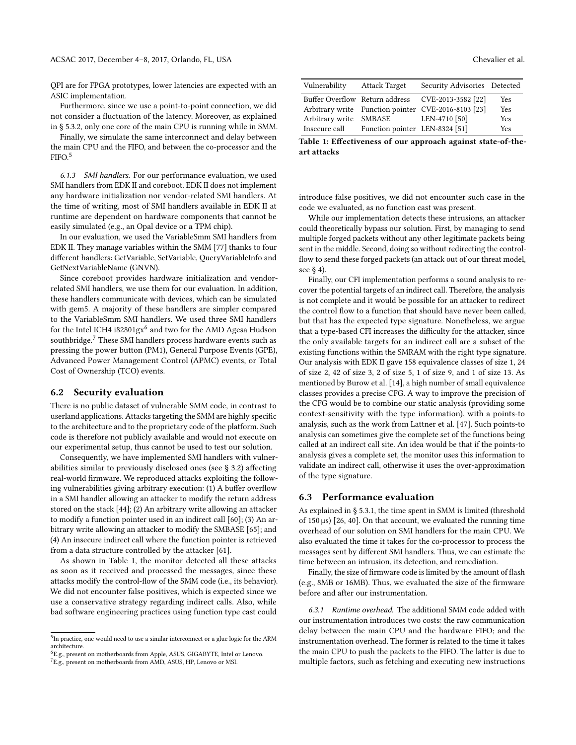QPI are for FPGA prototypes, lower latencies are expected with an ASIC implementation.

Furthermore, since we use a point-to-point connection, we did not consider a fluctuation of the latency. Moreover, as explained in § 5.3.2, only one core of the main CPU is running while in SMM.

Finally, we simulate the same interconnect and delay between the main CPU and the FIFO, and between the co-processor and the FIFO.[5]

*6.1.3 SMI handlers.* For our performance evaluation, we used SMI handlers from EDK II and coreboot. EDK II does not implement any hardware initialization nor vendor-related SMI handlers. At the time of writing, most of SMI handlers available in EDK II at runtime are dependent on hardware components that cannot be easily simulated (e.g., an Opal device or a TPM chip).

In our evaluation, we used the VariableSmm SMI handlers from EDK II. They manage variables within the SMM [77] thanks to four different handlers: GetVariable, SetVariable, QueryVariableInfo and GetNextVariableName (GNVN).

Since coreboot provides hardware initialization and vendor-related SMI handlers, we use them for our evaluation. In addition, these handlers communicate with devices, which can be simulated with gem5. A majority of these handlers are simpler compared to the VariableSmm SMI handlers. We used three SMI handlers for the Intel ICH4 i82801gx[6] and two for the AMD Agesa Hudson southbridge.[7] These SMI handlers process hardware events such as pressing the power button (PM1), General Purpose Events (GPE), Advanced Power Management Control (APMC) events, or Total Cost of Ownership (TCO) events.

## 6.2 Security evaluation

There is no public dataset of vulnerable SMM code, in contrast to userland applications. Attacks targeting the SMM are highly specific to the architecture and to the proprietary code of the platform. Such code is therefore not publicly available and would not execute on our experimental setup, thus cannot be used to test our solution.

Consequently, we have implemented SMI handlers with vulnerabilities similar to previously disclosed ones (see § 3.2) affecting real-world firmware. We reproduced attacks exploiting the following vulnerabilities giving arbitrary execution: (1) A buffer overflow in a SMI handler allowing an attacker to modify the return address stored on the stack [44]; (2) An arbitrary write allowing an attacker to modify a function pointer used in an indirect call [60]; (3) An arbitrary write allowing an attacker to modify the SMBASE [65]; and (4) An insecure indirect call where the function pointer is retrieved from a data structure controlled by the attacker [61].

As shown in Table 1, the monitor detected all these attacks as soon as it received and processed the messages, since these attacks modify the control-flow of the SMM code (i.e., its behavior). We did not encounter false positives, which is expected since we use a conservative strategy regarding indirect calls. Also, while bad software engineering practices using function type cast could introduce false positives, we did not encounter such case in the code we evaluated, as no function cast was present.

| Vulnerability | Attack Target | Security Advisories | Detected |
|---|---|---|---|
| Buffer Overflow | Return address | CVE-2013-3582 [22] | Yes |
| Arbitrary write | Function pointer | CVE-2016-8103 [23] | Yes |
| Arbitrary write | SMBASE | LEN-4710 [50] | Yes |
| Insecure call | Function pointer | LEN-8324 [51] | Yes |

**Table 1: Effectiveness of our approach against state-of-the-art attacks**

While our implementation detects these intrusions, an attacker could theoretically bypass our solution. First, by managing to send multiple forged packets without any other legitimate packets being sent in the middle. Second, doing so without redirecting the control-flow to send these forged packets (an attack out of our threat model, see § 4).

Finally, our CFI implementation performs a sound analysis to recover the potential targets of an indirect call. Therefore, the analysis is not complete and it would be possible for an attacker to redirect the control flow to a function that should have never been called, but that has the expected type signature. Nonetheless, we argue that a type-based CFI increases the difficulty for the attacker, since the only available targets for an indirect call are a subset of the existing functions within the SMRAM with the right type signature. Our analysis with EDK II gave 158 equivalence classes of size 1, 24 of size 2, 42 of size 3, 2 of size 5, 1 of size 9, and 1 of size 13. As mentioned by Burow et al. [14], a high number of small equivalence classes provides a precise CFG. A way to improve the precision of the CFG would be to combine our static analysis (providing some context-sensitivity with the type information), with a points-to analysis, such as the work from Lattner et al. [47]. Such points-to analysis can sometimes give the complete set of the functions being called at an indirect call site. An idea would be that if the points-to analysis gives a complete set, the monitor uses this information to validate an indirect call, otherwise it uses the over-approximation of the type signature.

## 6.3 Performance evaluation

As explained in § 5.3.1, the time spent in SMM is limited (threshold of 150 µs) [26, 40]. On that account, we evaluated the running time overhead of our solution on SMI handlers for the main CPU. We also evaluated the time it takes for the co-processor to process the messages sent by different SMI handlers. Thus, we can estimate the time between an intrusion, its detection, and remediation.

Finally, the size of firmware code is limited by the amount of flash (e.g., 8MB or 16MB). Thus, we evaluated the size of the firmware before and after our instrumentation.

*6.3.1 Runtime overhead.* The additional SMM code added with our instrumentation introduces two costs: the raw communication delay between the main CPU and the hardware FIFO; and the instrumentation overhead. The former is related to the time it takes the main CPU to push the packets to the FIFO. The latter is due to multiple factors, such as fetching and executing new instructions

---

[5] In practice, one would need to use a similar interconnect or a glue logic for the ARM architecture.

[6] E.g., present on motherboards from Apple, ASUS, GIGABYTE, Intel or Lenovo.

[7] E.g., present on motherboards from AMD, ASUS, HP, Lenovo or MSI.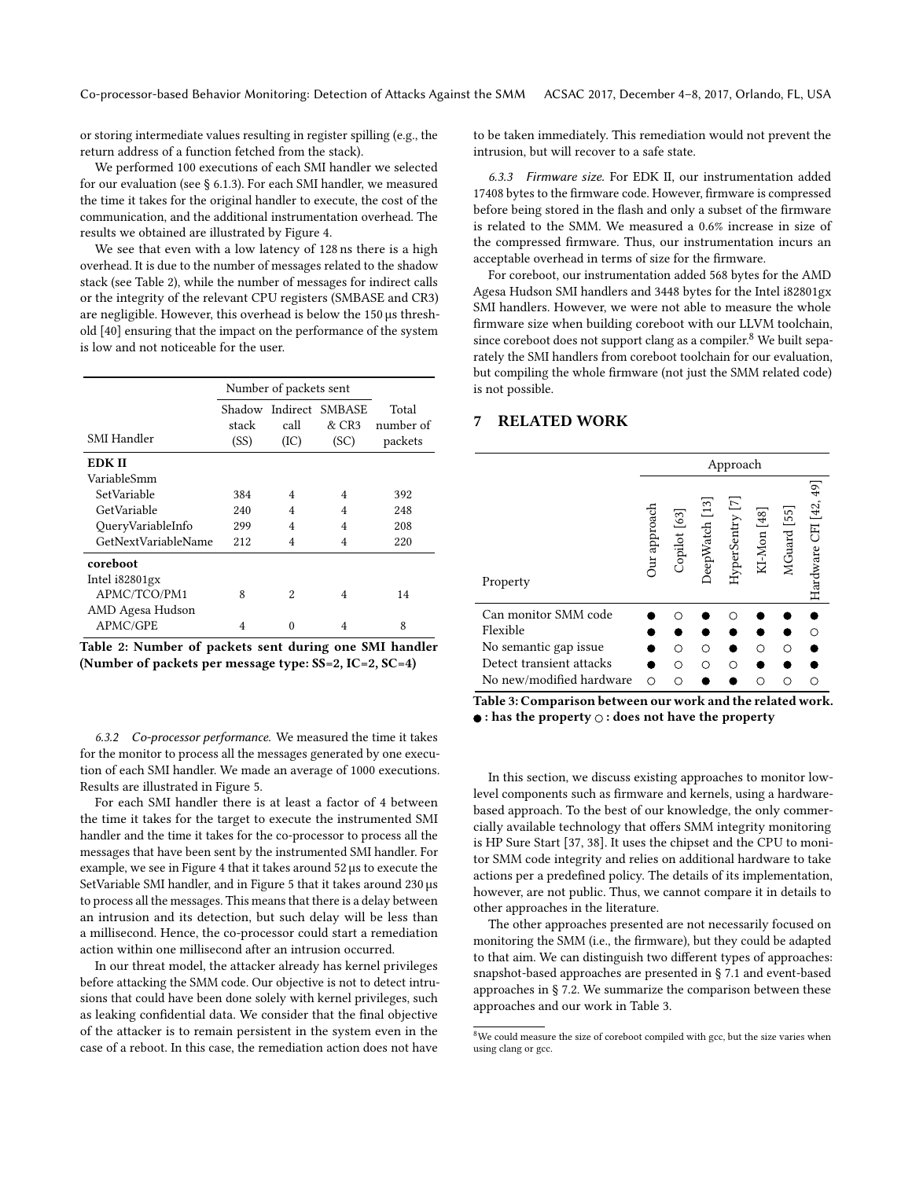or storing intermediate values resulting in register spilling (e.g., the return address of a function fetched from the stack).

We performed 100 executions of each SMI handler we selected for our evaluation (see § 6.1.3). For each SMI handler, we measured the time it takes for the original handler to execute, the cost of the communication, and the additional instrumentation overhead. The results we obtained are illustrated by Figure 4.

We see that even with a low latency of 128 ns there is a high overhead. It is due to the number of messages related to the shadow stack (see Table 2), while the number of messages for indirect calls or the integrity of the relevant CPU registers (SMBASE and CR3) are negligible. However, this overhead is below the 150 µs threshold [40] ensuring that the impact on the performance of the system is low and not noticeable for the user.

| SMI Handler | Number of packets sent | | | |
|---|---|---|---|---|
| | Shadow stack (SS) | Indirect call (IC) | SMBASE & CR3 (SC) | Total number of packets |
| **EDK II** | | | | |
| VariableSmm | | | | |
| SetVariable | 384 | 4 | 4 | 392 |
| GetVariable | 240 | 4 | 4 | 248 |
| QueryVariableInfo | 299 | 4 | 4 | 208 |
| GetNextVariableName | 212 | 4 | 4 | 220 |
| **coreboot** | | | | |
| Intel i82801gx | | | | |
| APMC/TCO/PM1 | 8 | 2 | 4 | 14 |
| AMD Agesa Hudson | | | | |
| APMC/GPE | 4 | 0 | 4 | 8 |

**Table 2: Number of packets sent during one SMI handler (Number of packets per message type: SS=2, IC=2, SC=4)**

*6.3.2 Co-processor performance.* We measured the time it takes for the monitor to process all the messages generated by one execution of each SMI handler. We made an average of 1000 executions. Results are illustrated in Figure 5.

For each SMI handler there is at least a factor of 4 between the time it takes for the target to execute the instrumented SMI handler and the time it takes for the co-processor to process all the messages that have been sent by the instrumented SMI handler. For example, we see in Figure 4 that it takes around 52 µs to execute the SetVariable SMI handler, and in Figure 5 that it takes around 230 µs to process all the messages. This means that there is a delay between an intrusion and its detection, but such delay will be less than a millisecond. Hence, the co-processor could start a remediation action within one millisecond after an intrusion occurred.

In our threat model, the attacker already has kernel privileges before attacking the SMM code. Our objective is not to detect intrusions that could have been done solely with kernel privileges, such as leaking confidential data. We consider that the final objective of the attacker is to remain persistent in the system even in the case of a reboot. In this case, the remediation action does not have to be taken immediately. This remediation would not prevent the intrusion, but will recover to a safe state.

*6.3.3 Firmware size.* For EDK II, our instrumentation added 17408 bytes to the firmware code. However, firmware is compressed before being stored in the flash and only a subset of the firmware is related to the SMM. We measured a 0.6% increase in size of the compressed firmware. Thus, our instrumentation incurs an acceptable overhead in terms of size for the firmware.

For coreboot, our instrumentation added 568 bytes for the AMD Agesa Hudson SMI handlers and 3448 bytes for the Intel i82801gx SMI handlers. However, we were not able to measure the whole firmware size when building coreboot with our LLVM toolchain, since coreboot does not support clang as a compiler.[8] We built separately the SMI handlers from coreboot toolchain for our evaluation, but compiling the whole firmware (not just the SMM related code) is not possible.

## 7 RELATED WORK

| Property | Our approach | Copilot [63] | DeepWatch [13] | HyperSentry [7] | KI-Mon [48] | MGuard [55] | Hardware CFI [42, 49] |
|---|---|---|---|---|---|---|---|
| Can monitor SMM code | ● | ○ | ● | ○ | ● | ● | ● |
| Flexible | ● | ● | ● | ● | ● | ● | ○ |
| No semantic gap issue | ● | ○ | ○ | ● | ○ | ○ | ● |
| Detect transient attacks | ● | ○ | ○ | ○ | ● | ● | ● |
| No new/modified hardware | ○ | ○ | ● | ● | ○ | ○ | ○ |

**Table 3: Comparison between our work and the related work. ● : has the property ○ : does not have the property**

In this section, we discuss existing approaches to monitor low-level components such as firmware and kernels, using a hardware-based approach. To the best of our knowledge, the only commercially available technology that offers SMM integrity monitoring is HP Sure Start [37, 38]. It uses the chipset and the CPU to monitor SMM code integrity and relies on additional hardware to take actions per a predefined policy. The details of its implementation, however, are not public. Thus, we cannot compare it in details to other approaches in the literature.

The other approaches presented are not necessarily focused on monitoring the SMM (i.e., the firmware), but they could be adapted to that aim. We can distinguish two different types of approaches: snapshot-based approaches are presented in § 7.1 and event-based approaches in § 7.2. We summarize the comparison between these approaches and our work in Table 3.

[8] We could measure the size of coreboot compiled with gcc, but the size varies when using clang or gcc.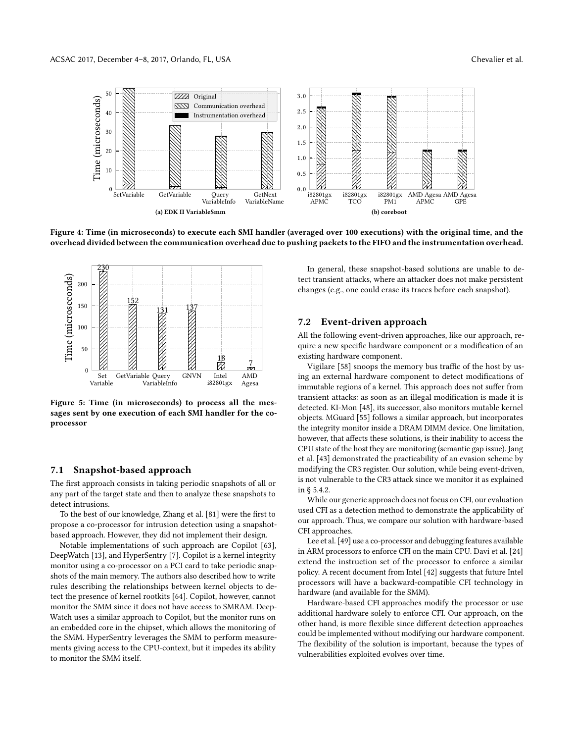Figure 4: Time (in microseconds) to execute each SMI handler (averaged over 100 executions) with the original time, and the overhead divided between the communication overhead due to pushing packets to the FIFO and the instrumentation overhead.

Figure 5: Time (in microseconds) to process all the messages sent by one execution of each SMI handler for the co-processor

### 7.1 Snapshot-based approach

The first approach consists in taking periodic snapshots of all or any part of the target state and then to analyze these snapshots to detect intrusions.

To the best of our knowledge, Zhang et al. [81] were the first to propose a co-processor for intrusion detection using a snapshot-based approach. However, they did not implement their design.

Notable implementations of such approach are Copilot [63], DeepWatch [13], and HyperSentry [7]. Copilot is a kernel integrity monitor using a co-processor on a PCI card to take periodic snapshots of the main memory. The authors also described how to write rules describing the relationships between kernel objects to detect the presence of kernel rootkits [64]. Copilot, however, cannot monitor the SMM since it does not have access to SMRAM. DeepWatch uses a similar approach to Copilot, but the monitor runs on an embedded core in the chipset, which allows the monitoring of the SMM. HyperSentry leverages the SMM to perform measurements giving access to the CPU-context, but it impedes its ability to monitor the SMM itself.

In general, these snapshot-based solutions are unable to detect transient attacks, where an attacker does not make persistent changes (e.g., one could erase its traces before each snapshot).

### 7.2 Event-driven approach

All the following event-driven approaches, like our approach, require a new specific hardware component or a modification of an existing hardware component.

Vigilare [58] snoops the memory bus traffic of the host by using an external hardware component to detect modifications of immutable regions of a kernel. This approach does not suffer from transient attacks: as soon as an illegal modification is made it is detected. KI-Mon [48], its successor, also monitors mutable kernel objects. MGuard [55] follows a similar approach, but incorporates the integrity monitor inside a DRAM DIMM device. One limitation, however, that affects these solutions, is their inability to access the CPU state of the host they are monitoring (semantic gap issue). Jang et al. [43] demonstrated the practicability of an evasion scheme by modifying the CR3 register. Our solution, while being event-driven, is not vulnerable to the CR3 attack since we monitor it as explained in § 5.4.2.

While our generic approach does not focus on CFI, our evaluation used CFI as a detection method to demonstrate the applicability of our approach. Thus, we compare our solution with hardware-based CFI approaches.

Lee et al. [49] use a co-processor and debugging features available in ARM processors to enforce CFI on the main CPU. Davi et al. [24] extend the instruction set of the processor to enforce a similar policy. A recent document from Intel [42] suggests that future Intel processors will have a backward-compatible CFI technology in hardware (and available for the SMM).

Hardware-based CFI approaches modify the processor or use additional hardware solely to enforce CFI. Our approach, on the other hand, is more flexible since different detection approaches could be implemented without modifying our hardware component. The flexibility of the solution is important, because the types of vulnerabilities exploited evolves over time.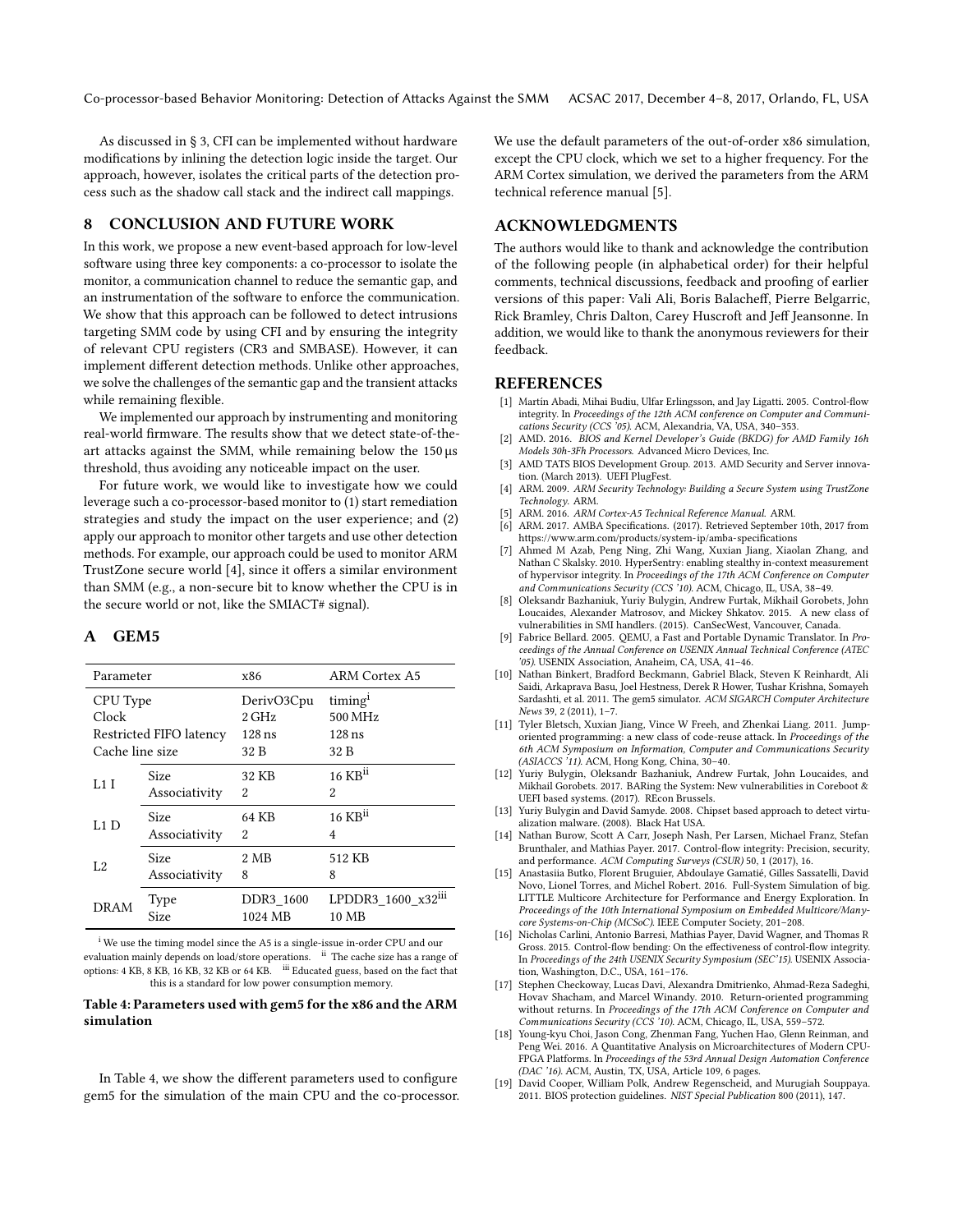As discussed in § 3, CFI can be implemented without hardware modifications by inlining the detection logic inside the target. Our approach, however, isolates the critical parts of the detection process such as the shadow call stack and the indirect call mappings.

## 8 CONCLUSION AND FUTURE WORK

In this work, we propose a new event-based approach for low-level software using three key components: a co-processor to isolate the monitor, a communication channel to reduce the semantic gap, and an instrumentation of the software to enforce the communication. We show that this approach can be followed to detect intrusions targeting SMM code by using CFI and by ensuring the integrity of relevant CPU registers (CR3 and SMBASE). However, it can implement different detection methods. Unlike other approaches, we solve the challenges of the semantic gap and the transient attacks while remaining flexible.

We implemented our approach by instrumenting and monitoring real-world firmware. The results show that we detect state-of-the-art attacks against the SMM, while remaining below the 150 µs threshold, thus avoiding any noticeable impact on the user.

For future work, we would like to investigate how we could leverage such a co-processor-based monitor to (1) start remediation strategies and study the impact on the user experience; and (2) apply our approach to monitor other targets and use other detection methods. For example, our approach could be used to monitor ARM TrustZone secure world [4], since it offers a similar environment than SMM (e.g., a non-secure bit to know whether the CPU is in the secure world or not, like the SMIACT# signal).

## A GEM5

| Parameter | | x86 | ARM Cortex A5 |
|---|---|---|---|
| CPU Type | | DerivO3Cpu | timing[i] |
| Clock | | 2 GHz | 500 MHz |
| Restricted FIFO latency | | 128 ns | 128 ns |
| Cache line size | | 32 B | 32 B |
| L1 I | Size | 32 KB | 16 KB[ii] |
| | Associativity | 2 | 2 |
| L1 D | Size | 64 KB | 16 KB[ii] |
| | Associativity | 2 | 4 |
| L2 | Size | 2 MB | 512 KB |
| | Associativity | 8 | 8 |
| DRAM | Type | DDR3_1600 | LPDDR3_1600_x32[iii] |
| | Size | 1024 MB | 10 MB |

[i] We use the timing model since the A5 is a single-issue in-order CPU and our evaluation mainly depends on load/store operations. [ii] The cache size has a range of options: 4 KB, 8 KB, 16 KB, 32 KB or 64 KB. [iii] Educated guess, based on the fact that this is a standard for low power consumption memory.

**Table 4: Parameters used with gem5 for the x86 and the ARM simulation**

In Table 4, we show the different parameters used to configure gem5 for the simulation of the main CPU and the co-processor. We use the default parameters of the out-of-order x86 simulation, except the CPU clock, which we set to a higher frequency. For the ARM Cortex simulation, we derived the parameters from the ARM technical reference manual [5].

## ACKNOWLEDGMENTS

The authors would like to thank and acknowledge the contribution of the following people (in alphabetical order) for their helpful comments, technical discussions, feedback and proofing of earlier versions of this paper: Vali Ali, Boris Balacheff, Pierre Belgarric, Rick Bramley, Chris Dalton, Carey Huscroft and Jeff Jeansonne. In addition, we would like to thank the anonymous reviewers for their feedback.

## REFERENCES

[1] Martín Abadi, Mihai Budiu, Ulfar Erlingsson, and Jay Ligatti. 2005. Control-flow integrity. In *Proceedings of the 12th ACM conference on Computer and Communications Security (CCS '05)*. ACM, Alexandria, VA, USA, 340–353.

[2] AMD. 2016. *BIOS and Kernel Developer's Guide (BKDG) for AMD Family 16h Models 30h-3Fh Processors.* Advanced Micro Devices, Inc.

[3] AMD TATS BIOS Development Group. 2013. AMD Security and Server innovation. (March 2013). UEFI PlugFest.

[4] ARM. 2009. *ARM Security Technology: Building a Secure System using TrustZone Technology.* ARM.

[5] ARM. 2016. *ARM Cortex-A5 Technical Reference Manual.* ARM.

[6] ARM. 2017. AMBA Specifications. (2017). Retrieved September 10th, 2017 from https://www.arm.com/products/system-ip/amba-specifications

[7] Ahmed M Azab, Peng Ning, Zhi Wang, Xuxian Jiang, Xiaolan Zhang, and Nathan C Skalsky. 2010. HyperSentry: enabling stealthy in-context measurement of hypervisor integrity. In *Proceedings of the 17th ACM Conference on Computer and Communications Security (CCS '10)*. ACM, Chicago, IL, USA, 38–49.

[8] Oleksandr Bazhaniuk, Yuriy Bulygin, Andrew Furtak, Mikhail Gorobets, John Loucaides, Alexander Matrosov, and Mickey Shkatov. 2015. A new class of vulnerabilities in SMI handlers. (2015). CanSecWest, Vancouver, Canada.

[9] Fabrice Bellard. 2005. QEMU, a Fast and Portable Dynamic Translator. In *Proceedings of the Annual Conference on USENIX Annual Technical Conference (ATEC '05)*. USENIX Association, Anaheim, CA, USA, 41–46.

[10] Nathan Binkert, Bradford Beckmann, Gabriel Black, Steven K Reinhardt, Ali Saidi, Arkaprava Basu, Joel Hestness, Derek R Hower, Tushar Krishna, Somayeh Sardashti, et al. 2011. The gem5 simulator. *ACM SIGARCH Computer Architecture News* 39, 2 (2011), 1–7.

[11] Tyler Bletsch, Xuxian Jiang, Vince W Freeh, and Zhenkai Liang. 2011. Jump-oriented programming: a new class of code-reuse attack. In *Proceedings of the 6th ACM Symposium on Information, Computer and Communications Security (ASIACCS '11)*. ACM, Hong Kong, China, 30–40.

[12] Yuriy Bulygin, Oleksandr Bazhaniuk, Andrew Furtak, John Loucaides, and Mikhail Gorobets. 2017. BARing the System: New vulnerabilities in Coreboot & UEFI based systems. (2017). REcon Brussels.

[13] Yuriy Bulygin and David Samyde. 2008. Chipset based approach to detect virtualization malware. (2008). Black Hat USA.

[14] Nathan Burow, Scott A Carr, Joseph Nash, Per Larsen, Michael Franz, Stefan Brunthaler, and Mathias Payer. 2017. Control-flow integrity: Precision, security, and performance. *ACM Computing Surveys (CSUR)* 50, 1 (2017), 16.

[15] Anastasiia Butko, Florent Bruguier, Abdoulaye Gamatié, Gilles Sassatelli, David Novo, Lionel Torres, and Michel Robert. 2016. Full-System Simulation of big.LITTLE Multicore Architecture for Performance and Energy Exploration. In *Proceedings of the 10th International Symposium on Embedded Multicore/Many-core Systems-on-Chip (MCSoC)*. IEEE Computer Society, 201–208.

[16] Nicholas Carlini, Antonio Barresi, Mathias Payer, David Wagner, and Thomas R Gross. 2015. Control-flow bending: On the effectiveness of control-flow integrity. In *Proceedings of the 24th USENIX Security Symposium (SEC'15)*. USENIX Association, Washington, D.C., USA, 161–176.

[17] Stephen Checkoway, Lucas Davi, Alexandra Dmitrienko, Ahmad-Reza Sadeghi, Hovav Shacham, and Marcel Winandy. 2010. Return-oriented programming without returns. In *Proceedings of the 17th ACM Conference on Computer and Communications Security (CCS '10)*. ACM, Chicago, IL, USA, 559–572.

[18] Young-kyu Choi, Jason Cong, Zhenman Fang, Yuchen Hao, Glenn Reinman, and Peng Wei. 2016. A Quantitative Analysis on Microarchitectures of Modern CPU-FPGA Platforms. In *Proceedings of the 53rd Annual Design Automation Conference (DAC '16)*. ACM, Austin, TX, USA, Article 109, 6 pages.

[19] David Cooper, William Polk, Andrew Regenscheid, and Murugiah Souppaya. 2011. BIOS protection guidelines. *NIST Special Publication* 800 (2011), 147.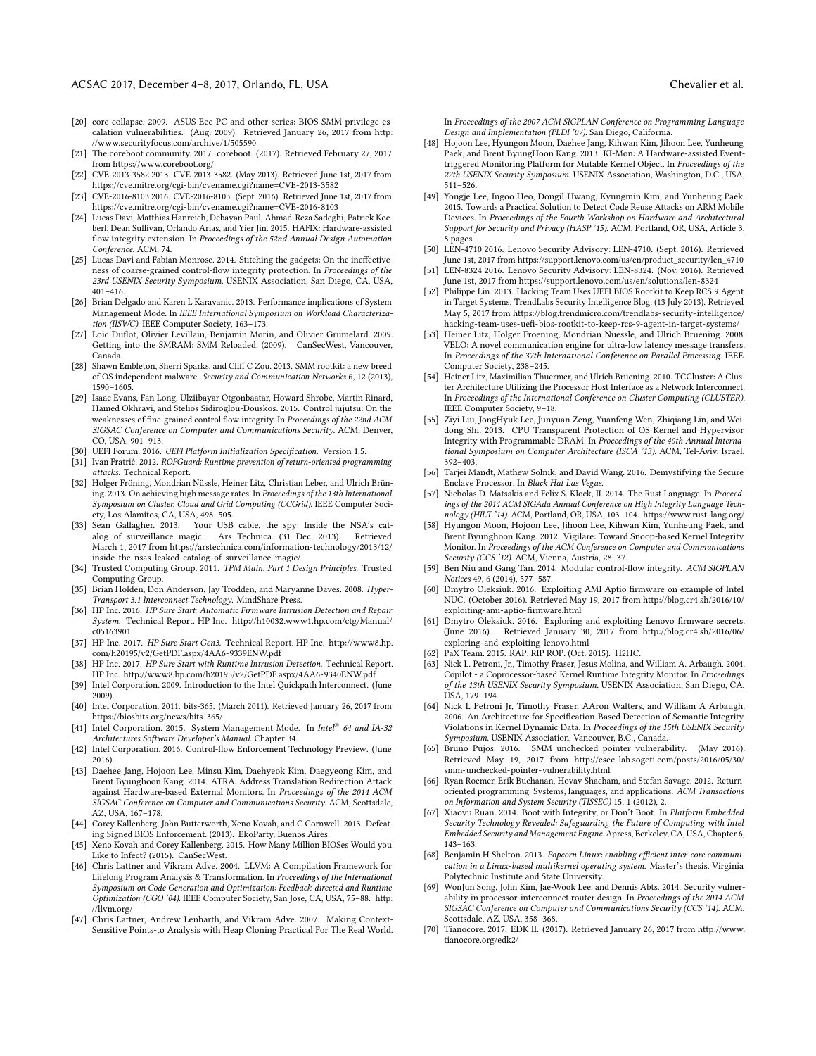[20] core collapse. 2009. ASUS Eee PC and other series: BIOS SMM privilege escalation vulnerabilities. (Aug. 2009). Retrieved January 26, 2017 from http://www.securityfocus.com/archive/1/505590

[21] The coreboot community. 2017. coreboot. (2017). Retrieved February 27, 2017 from https://www.coreboot.org/

[22] CVE-2013-3582 2013. CVE-2013-3582. (May 2013). Retrieved June 1st, 2017 from https://cve.mitre.org/cgi-bin/cvename.cgi?name=CVE-2013-3582

[23] CVE-2016-8103 2016. CVE-2016-8103. (Sept. 2016). Retrieved June 1st, 2017 from https://cve.mitre.org/cgi-bin/cvename.cgi?name=CVE-2016-8103

[24] Lucas Davi, Matthias Hanreich, Debayan Paul, Ahmad-Reza Sadeghi, Patrick Koeberl, Dean Sullivan, Orlando Arias, and Yier Jin. 2015. HAFIX: Hardware-assisted flow integrity extension. In *Proceedings of the 52nd Annual Design Automation Conference*. ACM, 74.

[25] Lucas Davi and Fabian Monrose. 2014. Stitching the gadgets: On the ineffectiveness of coarse-grained control-flow integrity protection. In *Proceedings of the 23rd USENIX Security Symposium*. USENIX Association, San Diego, CA, USA, 401–416.

[26] Brian Delgado and Karen L Karavanic. 2013. Performance implications of System Management Mode. In *IEEE International Symposium on Workload Characterization (IISWC)*. IEEE Computer Society, 163–173.

[27] Loïc Duflot, Olivier Levillain, Benjamin Morin, and Olivier Grumelard. 2009. Getting into the SMRAM: SMM Reloaded. (2009). CanSecWest, Vancouver, Canada.

[28] Shawn Embleton, Sherri Sparks, and Cliff C Zou. 2013. SMM rootkit: a new breed of OS independent malware. *Security and Communication Networks* 6, 12 (2013), 1590–1605.

[29] Isaac Evans, Fan Long, Ulziibayar Otgonbaatar, Howard Shrobe, Martin Rinard, Hamed Okhravi, and Stelios Sidiroglou-Douskos. 2015. Control jujutsu: On the weaknesses of fine-grained control flow integrity. In *Proceedings of the 22nd ACM SIGSAC Conference on Computer and Communications Security*. ACM, Denver, CO, USA, 901–913.

[30] UEFI Forum. 2016. *UEFI Platform Initialization Specification*. Version 1.5.

[31] Ivan Fratrić. 2012. *ROPGuard: Runtime prevention of return-oriented programming attacks*. Technical Report.

[32] Holger Fröning, Mondrian Nüssle, Heiner Litz, Christian Leber, and Ulrich Brüning. 2013. On achieving high message rates. In *Proceedings of the 13th International Symposium on Cluster, Cloud and Grid Computing (CCGrid)*. IEEE Computer Society, Los Alamitos, CA, USA, 498–505.

[33] Sean Gallagher. 2013. Your USB cable, the spy: Inside the NSA's catalog of surveillance magic. Ars Technica. (31 Dec. 2013). Retrieved March 1, 2017 from https://arstechnica.com/information-technology/2013/12/inside-the-nsas-leaked-catalog-of-surveillance-magic/

[34] Trusted Computing Group. 2011. *TPM Main, Part 1 Design Principles*. Trusted Computing Group.

[35] Brian Holden, Don Anderson, Jay Trodden, and Maryanne Daves. 2008. *HyperTransport 3.1 Interconnect Technology*. MindShare Press.

[36] HP Inc. 2016. *HP Sure Start: Automatic Firmware Intrusion Detection and Repair System*. Technical Report. HP Inc. http://h10032.www1.hp.com/ctg/Manual/c05163901

[37] HP Inc. 2017. *HP Sure Start Gen3*. Technical Report. HP Inc. http://www8.hp.com/h20195/v2/GetPDF.aspx/4AA6-9339ENW.pdf

[38] HP Inc. 2017. *HP Sure Start with Runtime Intrusion Detection*. Technical Report. HP Inc. http://www8.hp.com/h20195/v2/GetPDF.aspx/4AA6-9340ENW.pdf

[39] Intel Corporation. 2009. Introduction to the Intel Quickpath Interconnect. (June 2009).

[40] Intel Corporation. 2011. bits-365. (March 2011). Retrieved January 26, 2017 from https://biosbits.org/news/bits-365/

[41] Intel Corporation. 2015. System Management Mode. In *Intel® 64 and IA-32 Architectures Software Developer's Manual*. Chapter 34.

[42] Intel Corporation. 2016. Control-flow Enforcement Technology Preview. (June 2016).

[43] Daehee Jang, Hojoon Lee, Minsu Kim, Daehyeok Kim, Daegyeong Kim, and Brent Byunghoon Kang. 2014. ATRA: Address Translation Redirection Attack against Hardware-based External Monitors. In *Proceedings of the 2014 ACM SIGSAC Conference on Computer and Communications Security*. ACM, Scottsdale, AZ, USA, 167–178.

[44] Corey Kallenberg, John Butterworth, Xeno Kovah, and C Cornwell. 2013. Defeating Signed BIOS Enforcement. (2013). EkoParty, Buenos Aires.

[45] Xeno Kovah and Corey Kallenberg. 2015. How Many Million BIOSes Would you Like to Infect? (2015). CanSecWest.

[46] Chris Lattner and Vikram Adve. 2004. LLVM: A Compilation Framework for Lifelong Program Analysis & Transformation. In *Proceedings of the International Symposium on Code Generation and Optimization: Feedback-directed and Runtime Optimization (CGO '04)*. IEEE Computer Society, San Jose, CA, USA, 75–88. http://llvm.org/

[47] Chris Lattner, Andrew Lenharth, and Vikram Adve. 2007. Making Context-Sensitive Points-to Analysis with Heap Cloning Practical For The Real World. In *Proceedings of the 2007 ACM SIGPLAN Conference on Programming Language Design and Implementation (PLDI '07)*. San Diego, California.

[48] Hojoon Lee, Hyungon Moon, Daehee Jang, Kihwan Kim, Jihoon Lee, Yunheung Paek, and Brent ByungHoon Kang. 2013. KI-Mon: A Hardware-assisted Event-triggered Monitoring Platform for Mutable Kernel Object. In *Proceedings of the 22th USENIX Security Symposium*. USENIX Association, Washington, D.C., USA, 511–526.

[49] Yongje Lee, Ingoo Heo, Dongil Hwang, Kyungmin Kim, and Yunheung Paek. 2015. Towards a Practical Solution to Detect Code Reuse Attacks on ARM Mobile Devices. In *Proceedings of the Fourth Workshop on Hardware and Architectural Support for Security and Privacy (HASP '15)*. ACM, Portland, OR, USA, Article 3, 8 pages.

[50] LEN-4710 2016. Lenovo Security Advisory: LEN-4710. (Sept. 2016). Retrieved June 1st, 2017 from https://support.lenovo.com/us/en/product_security/len_4710

[51] LEN-8324 2016. Lenovo Security Advisory: LEN-8324. (Nov. 2016). Retrieved June 1st, 2017 from https://support.lenovo.com/us/en/solutions/len-8324

[52] Philippe Lin. 2013. Hacking Team Uses UEFI BIOS Rootkit to Keep RCS 9 Agent in Target Systems. TrendLabs Security Intelligence Blog. (13 July 2015). Retrieved May 5, 2017 from https://blog.trendmicro.com/trendlabs-security-intelligence/hacking-team-uses-uefi-bios-rootkit-to-keep-rcs-9-agent-in-target-systems/

[53] Heiner Litz, Holger Froening, Mondrian Nuessle, and Ulrich Bruening. 2008. VELO: A novel communication engine for ultra-low latency message transfers. In *Proceedings of the 37th International Conference on Parallel Processing*. IEEE Computer Society, 238–245.

[54] Heiner Litz, Maximilian Thuermer, and Ulrich Bruening. 2010. TCCluster: A Cluster Architecture Utilizing the Processor Host Interface as a Network Interconnect. In *Proceedings of the International Conference on Cluster Computing (CLUSTER)*. IEEE Computer Society, 9–18.

[55] Ziyi Liu, JongHyuk Lee, Junyuan Zeng, Yuanfeng Wen, Zhiqiang Lin, and Weidong Shi. 2013. CPU Transparent Protection of OS Kernel and Hypervisor Integrity with Programmable DRAM. In *Proceedings of the 40th Annual International Symposium on Computer Architecture (ISCA '13)*. ACM, Tel-Aviv, Israel, 392–403.

[56] Tarjei Mandt, Mathew Solnik, and David Wang. 2016. Demystifying the Secure Enclave Processor. In *Black Hat Las Vegas*.

[57] Nicholas D. Matsakis and Felix S. Klock, II. 2014. The Rust Language. In *Proceedings of the 2014 ACM SIGAda Annual Conference on High Integrity Language Technology (HILT '14)*. ACM, Portland, OR, USA, 103–104. https://www.rust-lang.org/

[58] Hyungon Moon, Hojoon Lee, Jihoon Lee, Kihwan Kim, Yunheung Paek, and Brent Byunghoon Kang. 2012. Vigilare: Toward Snoop-based Kernel Integrity Monitor. In *Proceedings of the ACM Conference on Computer and Communications Security (CCS '12)*. ACM, Vienna, Austria, 28–37.

[59] Ben Niu and Gang Tan. 2014. Modular control-flow integrity. *ACM SIGPLAN Notices* 49, 6 (2014), 577–587.

[60] Dmytro Oleksiuk. 2016. Exploiting AMI Aptio firmware on example of Intel NUC. (October 2016). Retrieved May 19, 2017 from http://blog.cr4.sh/2016/10/exploiting-ami-aptio-firmware.html

[61] Dmytro Oleksiuk. 2016. Exploring and exploiting Lenovo firmware secrets. (June 2016). Retrieved January 30, 2017 from http://blog.cr4.sh/2016/06/exploring-and-exploiting-lenovo.html

[62] PaX Team. 2015. RAP: RIP ROP. (Oct. 2015). H2HC.

[63] Nick L. Petroni, Jr., Timothy Fraser, Jesus Molina, and William A. Arbaugh. 2004. Copilot - a Coprocessor-based Kernel Runtime Integrity Monitor. In *Proceedings of the 13th USENIX Security Symposium*. USENIX Association, San Diego, CA, USA, 179–194.

[64] Nick L Petroni Jr, Timothy Fraser, AAron Walters, and William A Arbaugh. 2006. An Architecture for Specification-Based Detection of Semantic Integrity Violations in Kernel Dynamic Data. In *Proceedings of the 15th USENIX Security Symposium*. USENIX Association, Vancouver, B.C., Canada.

[65] Bruno Pujos. 2016. SMM unchecked pointer vulnerability. (May 2016). Retrieved May 19, 2017 from http://esec-lab.sogeti.com/posts/2016/05/30/smm-unchecked-pointer-vulnerability.html

[66] Ryan Roemer, Erik Buchanan, Hovav Shacham, and Stefan Savage. 2012. Return-oriented programming: Systems, languages, and applications. *ACM Transactions on Information and System Security (TISSEC)* 15, 1 (2012), 2.

[67] Xiaoyu Ruan. 2014. Boot with Integrity, or Don't Boot. In *Platform Embedded Security Technology Revealed: Safeguarding the Future of Computing with Intel Embedded Security and Management Engine*. Apress, Berkeley, CA, USA, Chapter 6, 143–163.

[68] Benjamin H Shelton. 2013. *Popcorn Linux: enabling efficient inter-core communication in a Linux-based multikernel operating system*. Master's thesis. Virginia Polytechnic Institute and State University.

[69] WonJun Song, John Kim, Jae-Wook Lee, and Dennis Abts. 2014. Security vulnerability in processor-interconnect router design. In *Proceedings of the 2014 ACM SIGSAC Conference on Computer and Communications Security (CCS '14)*. ACM, Scottsdale, AZ, USA, 358–368.

[70] Tianocore. 2017. EDK II. (2017). Retrieved January 26, 2017 from http://www.tianocore.org/edk2/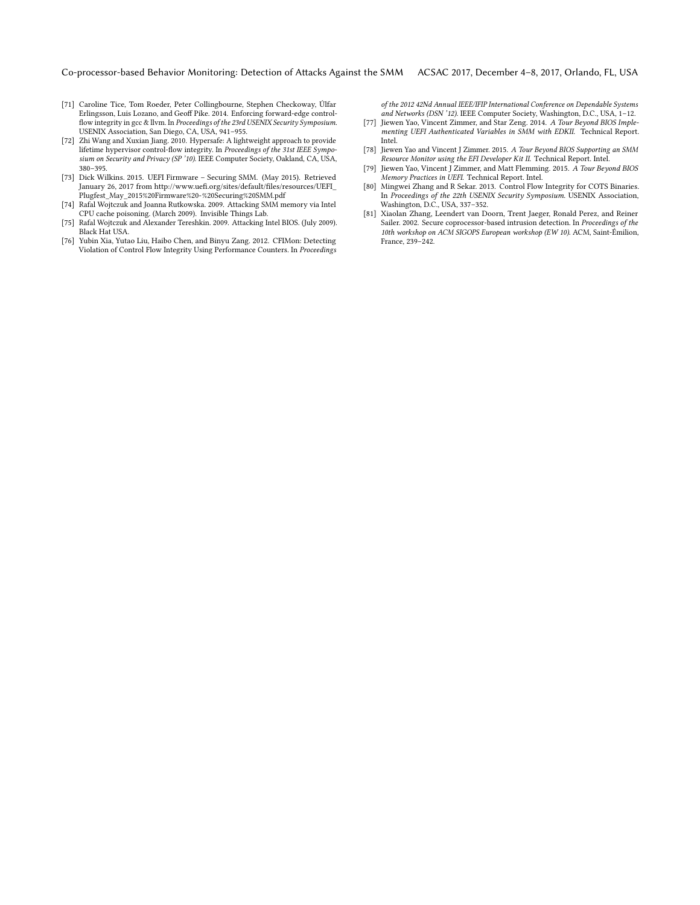[71] Caroline Tice, Tom Roeder, Peter Collingbourne, Stephen Checkoway, Úlfar Erlingsson, Luis Lozano, and Geoff Pike. 2014. Enforcing forward-edge control-flow integrity in gcc & llvm. In *Proceedings of the 23rd USENIX Security Symposium*. USENIX Association, San Diego, CA, USA, 941–955.

[72] Zhi Wang and Xuxian Jiang. 2010. Hypersafe: A lightweight approach to provide lifetime hypervisor control-flow integrity. In *Proceedings of the 31st IEEE Symposium on Security and Privacy (SP '10)*. IEEE Computer Society, Oakland, CA, USA, 380–395.

[73] Dick Wilkins. 2015. UEFI Firmware – Securing SMM. (May 2015). Retrieved January 26, 2017 from http://www.uefi.org/sites/default/files/resources/UEFI_Plugfest_May_2015%20Firmware%20-%20Securing%20SMM.pdf

[74] Rafal Wojtczuk and Joanna Rutkowska. 2009. Attacking SMM memory via Intel CPU cache poisoning. (March 2009). Invisible Things Lab.

[75] Rafal Wojtczuk and Alexander Tereshkin. 2009. Attacking Intel BIOS. (July 2009). Black Hat USA.

[76] Yubin Xia, Yutao Liu, Haibo Chen, and Binyu Zang. 2012. CFIMon: Detecting Violation of Control Flow Integrity Using Performance Counters. In *Proceedings of the 2012 42Nd Annual IEEE/IFIP International Conference on Dependable Systems and Networks (DSN '12)*. IEEE Computer Society, Washington, D.C., USA, 1–12.

[77] Jiewen Yao, Vincent Zimmer, and Star Zeng. 2014. *A Tour Beyond BIOS Implementing UEFI Authenticated Variables in SMM with EDKII.* Technical Report. Intel.

[78] Jiewen Yao and Vincent J Zimmer. 2015. *A Tour Beyond BIOS Supporting an SMM Resource Monitor using the EFI Developer Kit II.* Technical Report. Intel.

[79] Jiewen Yao, Vincent J Zimmer, and Matt Flemming. 2015. *A Tour Beyond BIOS Memory Practices in UEFI.* Technical Report. Intel.

[80] Mingwei Zhang and R Sekar. 2013. Control Flow Integrity for COTS Binaries. In *Proceedings of the 22th USENIX Security Symposium*. USENIX Association, Washington, D.C., USA, 337–352.

[81] Xiaolan Zhang, Leendert van Doorn, Trent Jaeger, Ronald Perez, and Reiner Sailer. 2002. Secure coprocessor-based intrusion detection. In *Proceedings of the 10th workshop on ACM SIGOPS European workshop (EW 10)*. ACM, Saint-Émilion, France, 239–242.